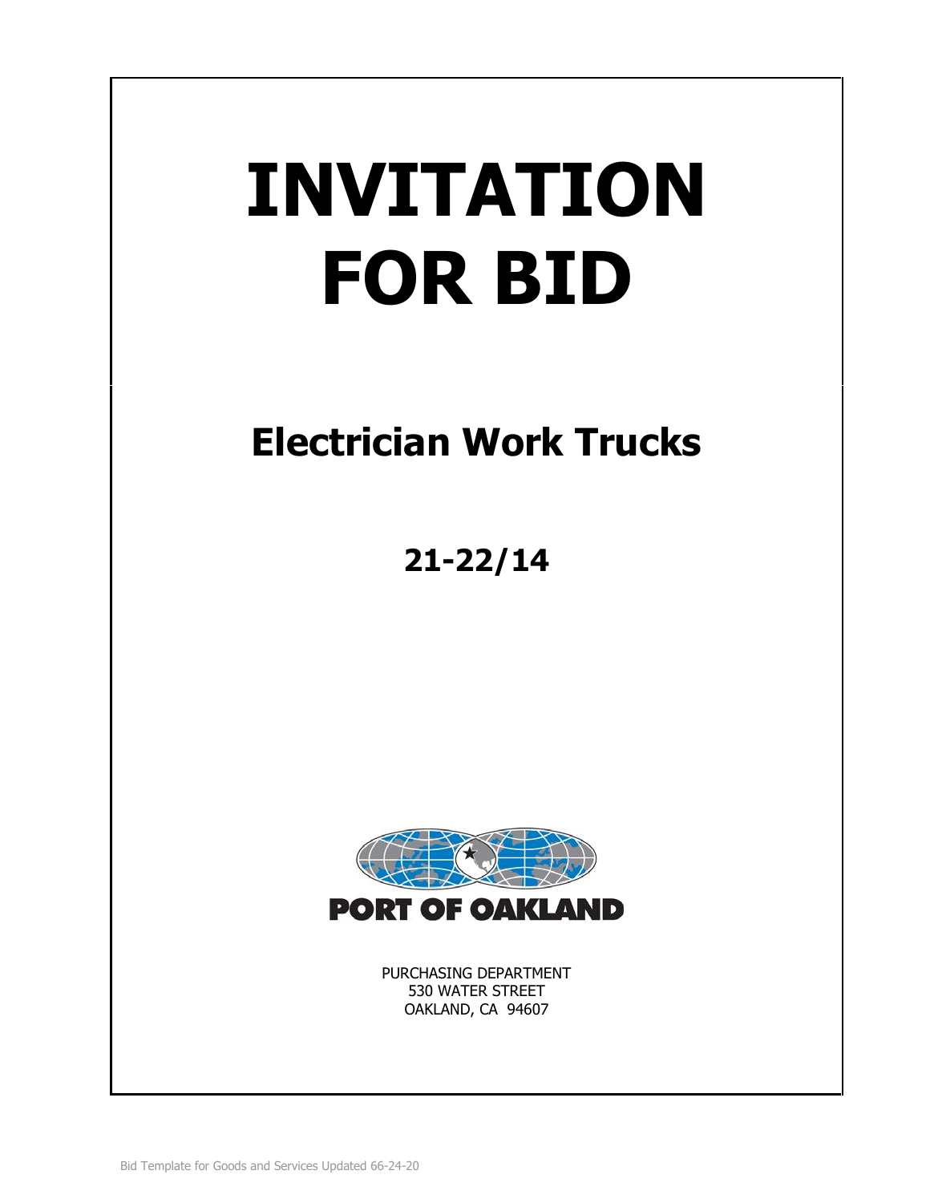# INVITATION FOR BID

## Electrician Work Trucks

### 21-22/14

PORT OF OAKLAND

PURCHASING DEPARTMENT
530 WATER STREET
OAKLAND, CA 94607

Bid Template for Goods and Services Updated 66-24-20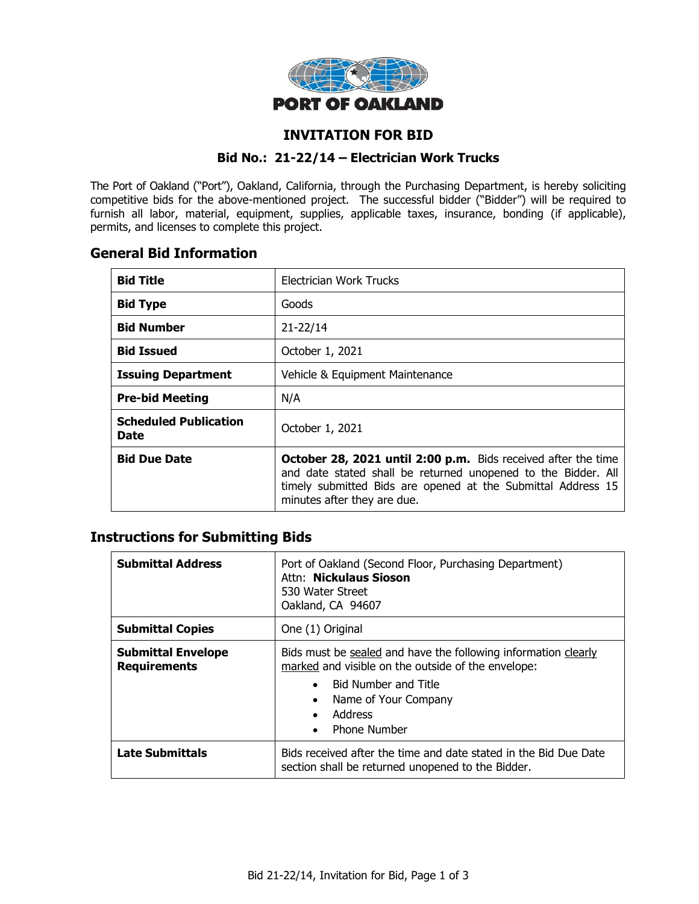PORT OF OAKLAND

# INVITATION FOR BID

## Bid No.: 21-22/14 – Electrician Work Trucks

The Port of Oakland ("Port"), Oakland, California, through the Purchasing Department, is hereby soliciting competitive bids for the above-mentioned project. The successful bidder ("Bidder") will be required to furnish all labor, material, equipment, supplies, applicable taxes, insurance, bonding (if applicable), permits, and licenses to complete this project.

## General Bid Information

| | |
|---|---|
| **Bid Title** | Electrician Work Trucks |
| **Bid Type** | Goods |
| **Bid Number** | 21-22/14 |
| **Bid Issued** | October 1, 2021 |
| **Issuing Department** | Vehicle & Equipment Maintenance |
| **Pre-bid Meeting** | N/A |
| **Scheduled Publication Date** | October 1, 2021 |
| **Bid Due Date** | **October 28, 2021 until 2:00 p.m.** Bids received after the time and date stated shall be returned unopened to the Bidder. All timely submitted Bids are opened at the Submittal Address 15 minutes after they are due. |

## Instructions for Submitting Bids

| | |
|---|---|
| **Submittal Address** | Port of Oakland (Second Floor, Purchasing Department)<br>Attn: **Nickulaus Sioson**<br>530 Water Street<br>Oakland, CA 94607 |
| **Submittal Copies** | One (1) Original |
| **Submittal Envelope Requirements** | Bids must be sealed and have the following information clearly marked and visible on the outside of the envelope:<br>• Bid Number and Title<br>• Name of Your Company<br>• Address<br>• Phone Number |
| **Late Submittals** | Bids received after the time and date stated in the Bid Due Date section shall be returned unopened to the Bidder. |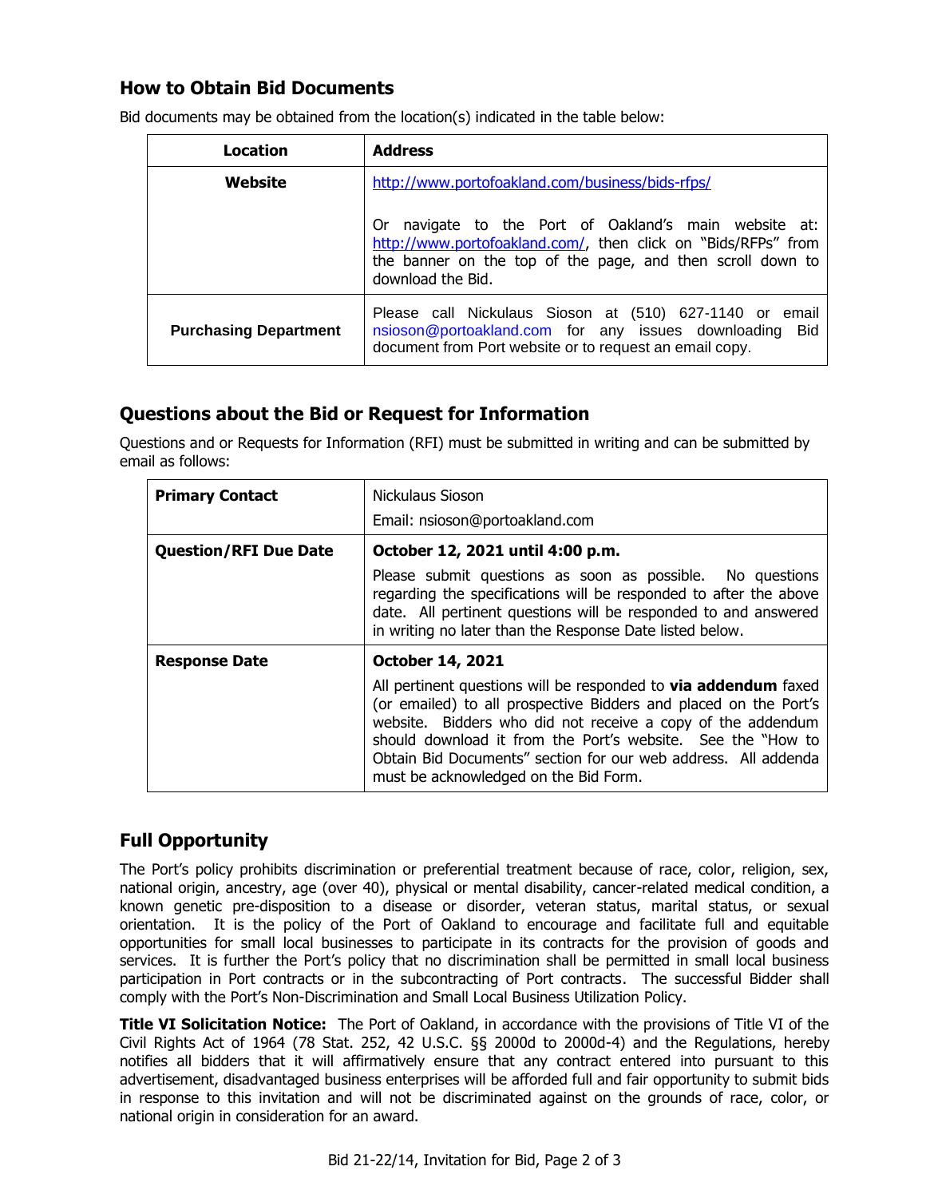## How to Obtain Bid Documents

Bid documents may be obtained from the location(s) indicated in the table below:

| Location | Address |
|---|---|
| **Website** | http://www.portofoakland.com/business/bids-rfps/<br><br>Or navigate to the Port of Oakland's main website at: http://www.portofoakland.com/, then click on "Bids/RFPs" from the banner on the top of the page, and then scroll down to download the Bid. |
| **Purchasing Department** | Please call Nickulaus Sioson at (510) 627-1140 or email nsioson@portoakland.com for any issues downloading Bid document from Port website or to request an email copy. |

## Questions about the Bid or Request for Information

Questions and or Requests for Information (RFI) must be submitted in writing and can be submitted by email as follows:

| | |
|---|---|
| **Primary Contact** | Nickulaus Sioson<br>Email: nsioson@portoakland.com |
| **Question/RFI Due Date** | **October 12, 2021 until 4:00 p.m.**<br>Please submit questions as soon as possible. No questions regarding the specifications will be responded to after the above date. All pertinent questions will be responded to and answered in writing no later than the Response Date listed below. |
| **Response Date** | **October 14, 2021**<br>All pertinent questions will be responded to **via addendum** faxed (or emailed) to all prospective Bidders and placed on the Port's website. Bidders who did not receive a copy of the addendum should download it from the Port's website. See the "How to Obtain Bid Documents" section for our web address. All addenda must be acknowledged on the Bid Form. |

## Full Opportunity

The Port's policy prohibits discrimination or preferential treatment because of race, color, religion, sex, national origin, ancestry, age (over 40), physical or mental disability, cancer-related medical condition, a known genetic pre-disposition to a disease or disorder, veteran status, marital status, or sexual orientation. It is the policy of the Port of Oakland to encourage and facilitate full and equitable opportunities for small local businesses to participate in its contracts for the provision of goods and services. It is further the Port's policy that no discrimination shall be permitted in small local business participation in Port contracts or in the subcontracting of Port contracts. The successful Bidder shall comply with the Port's Non-Discrimination and Small Local Business Utilization Policy.

**Title VI Solicitation Notice:** The Port of Oakland, in accordance with the provisions of Title VI of the Civil Rights Act of 1964 (78 Stat. 252, 42 U.S.C. §§ 2000d to 2000d-4) and the Regulations, hereby notifies all bidders that it will affirmatively ensure that any contract entered into pursuant to this advertisement, disadvantaged business enterprises will be afforded full and fair opportunity to submit bids in response to this invitation and will not be discriminated against on the grounds of race, color, or national origin in consideration for an award.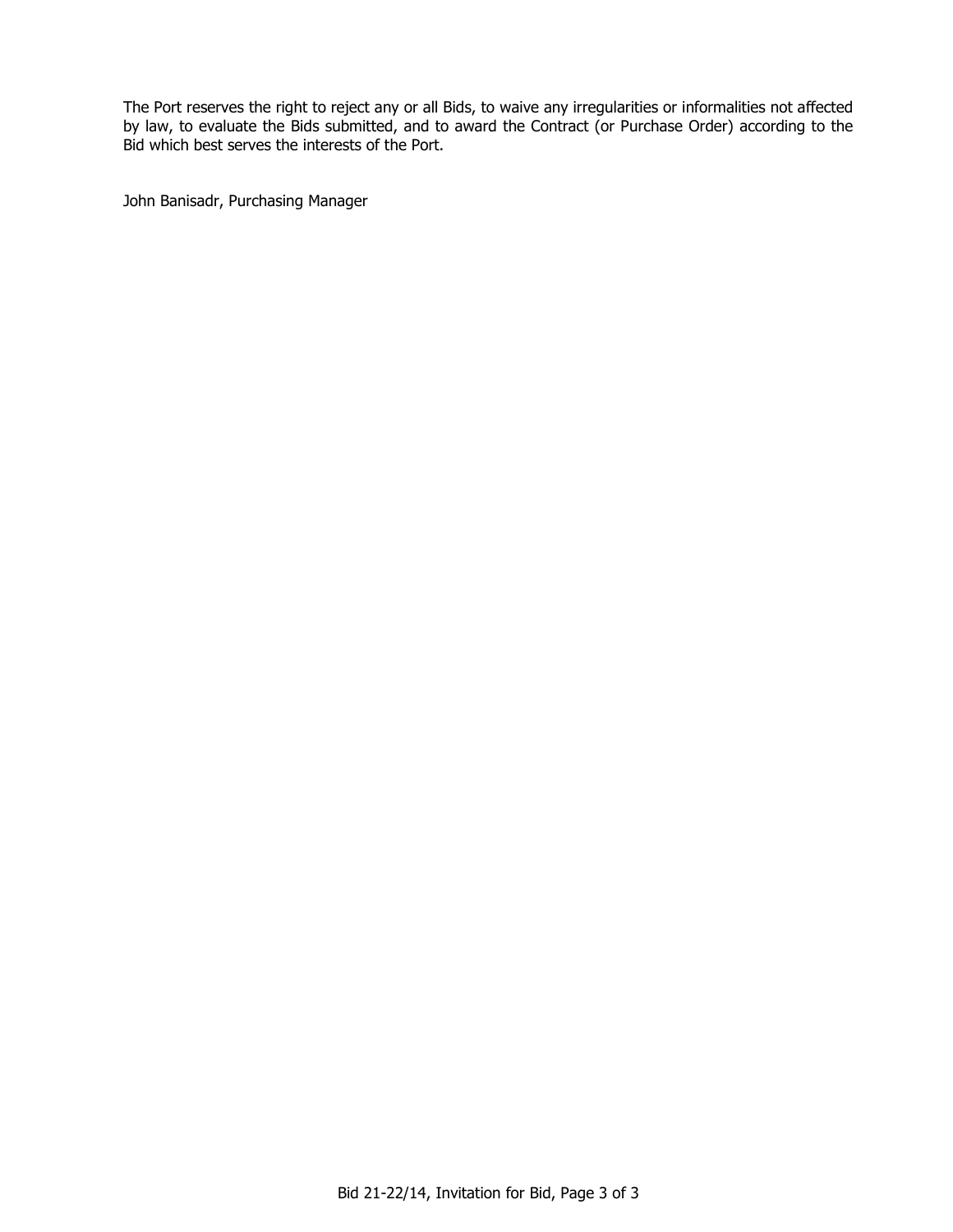The Port reserves the right to reject any or all Bids, to waive any irregularities or informalities not affected by law, to evaluate the Bids submitted, and to award the Contract (or Purchase Order) according to the Bid which best serves the interests of the Port.

John Banisadr, Purchasing Manager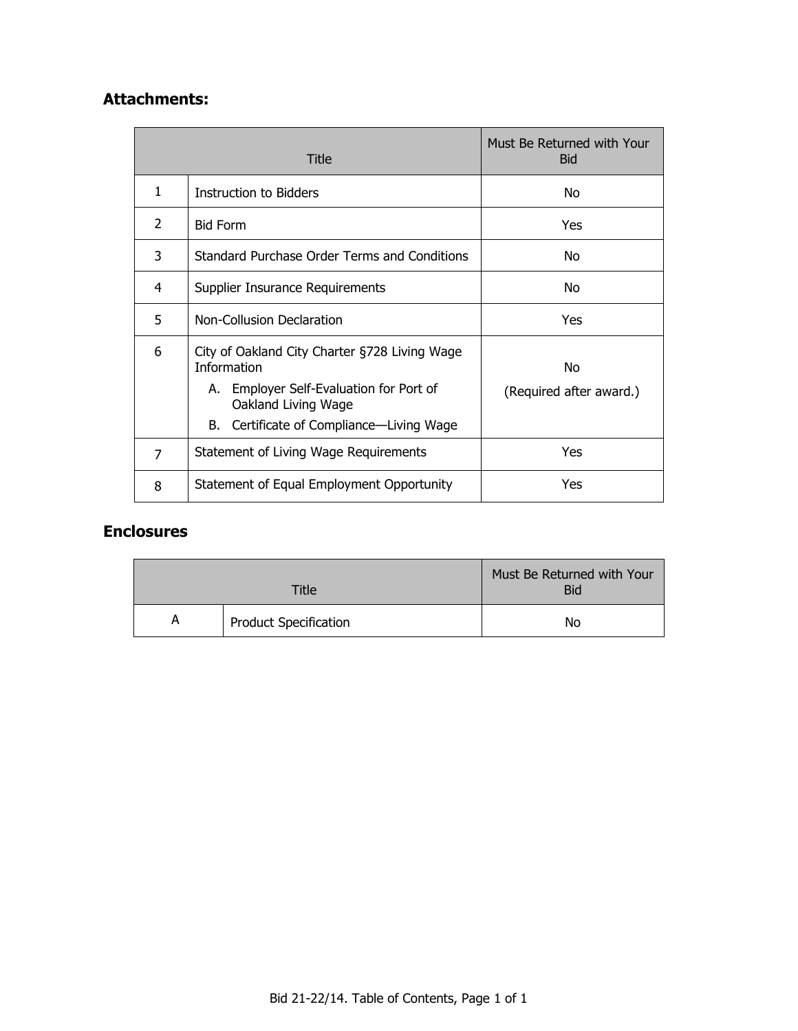## Attachments:

| Title | | Must Be Returned with Your Bid |
|---|---|---|
| 1 | Instruction to Bidders | No |
| 2 | Bid Form | Yes |
| 3 | Standard Purchase Order Terms and Conditions | No |
| 4 | Supplier Insurance Requirements | No |
| 5 | Non-Collusion Declaration | Yes |
| 6 | City of Oakland City Charter §728 Living Wage Information<br>A. Employer Self-Evaluation for Port of Oakland Living Wage<br>B. Certificate of Compliance—Living Wage | No<br>(Required after award.) |
| 7 | Statement of Living Wage Requirements | Yes |
| 8 | Statement of Equal Employment Opportunity | Yes |

## Enclosures

| Title | | Must Be Returned with Your Bid |
|---|---|---|
| A | Product Specification | No |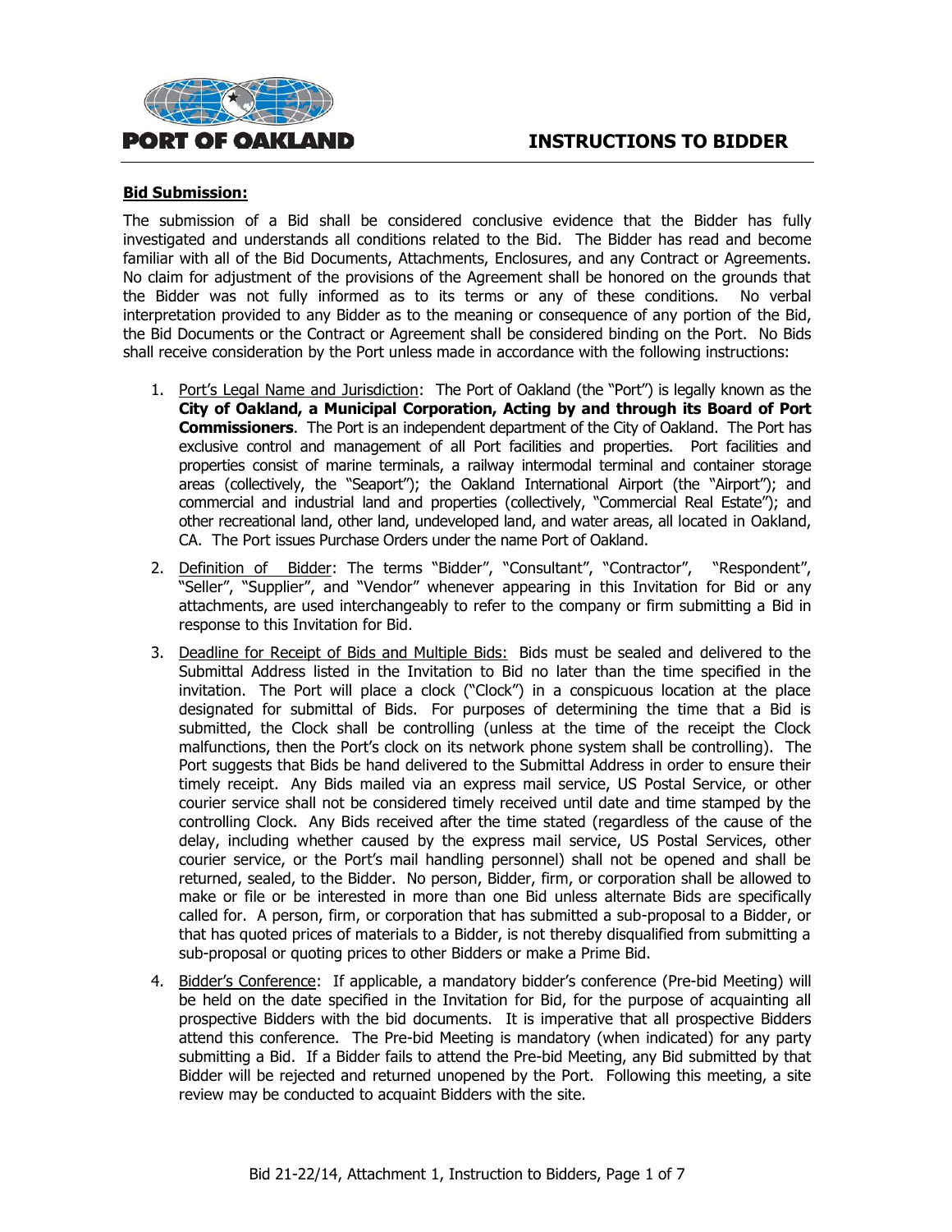# INSTRUCTIONS TO BIDDER

**Bid Submission:**

The submission of a Bid shall be considered conclusive evidence that the Bidder has fully investigated and understands all conditions related to the Bid. The Bidder has read and become familiar with all of the Bid Documents, Attachments, Enclosures, and any Contract or Agreements. No claim for adjustment of the provisions of the Agreement shall be honored on the grounds that the Bidder was not fully informed as to its terms or any of these conditions. No verbal interpretation provided to any Bidder as to the meaning or consequence of any portion of the Bid, the Bid Documents or the Contract or Agreement shall be considered binding on the Port. No Bids shall receive consideration by the Port unless made in accordance with the following instructions:

1. Port's Legal Name and Jurisdiction: The Port of Oakland (the "Port") is legally known as the **City of Oakland, a Municipal Corporation, Acting by and through its Board of Port Commissioners**. The Port is an independent department of the City of Oakland. The Port has exclusive control and management of all Port facilities and properties. Port facilities and properties consist of marine terminals, a railway intermodal terminal and container storage areas (collectively, the "Seaport"); the Oakland International Airport (the "Airport"); and commercial and industrial land and properties (collectively, "Commercial Real Estate"); and other recreational land, other land, undeveloped land, and water areas, all located in Oakland, CA. The Port issues Purchase Orders under the name Port of Oakland.

2. Definition of Bidder: The terms "Bidder", "Consultant", "Contractor", "Respondent", "Seller", "Supplier", and "Vendor" whenever appearing in this Invitation for Bid or any attachments, are used interchangeably to refer to the company or firm submitting a Bid in response to this Invitation for Bid.

3. Deadline for Receipt of Bids and Multiple Bids: Bids must be sealed and delivered to the Submittal Address listed in the Invitation to Bid no later than the time specified in the invitation. The Port will place a clock ("Clock") in a conspicuous location at the place designated for submittal of Bids. For purposes of determining the time that a Bid is submitted, the Clock shall be controlling (unless at the time of the receipt the Clock malfunctions, then the Port's clock on its network phone system shall be controlling). The Port suggests that Bids be hand delivered to the Submittal Address in order to ensure their timely receipt. Any Bids mailed via an express mail service, US Postal Service, or other courier service shall not be considered timely received until date and time stamped by the controlling Clock. Any Bids received after the time stated (regardless of the cause of the delay, including whether caused by the express mail service, US Postal Services, other courier service, or the Port's mail handling personnel) shall not be opened and shall be returned, sealed, to the Bidder. No person, Bidder, firm, or corporation shall be allowed to make or file or be interested in more than one Bid unless alternate Bids are specifically called for. A person, firm, or corporation that has submitted a sub-proposal to a Bidder, or that has quoted prices of materials to a Bidder, is not thereby disqualified from submitting a sub-proposal or quoting prices to other Bidders or make a Prime Bid.

4. Bidder's Conference: If applicable, a mandatory bidder's conference (Pre-bid Meeting) will be held on the date specified in the Invitation for Bid, for the purpose of acquainting all prospective Bidders with the bid documents. It is imperative that all prospective Bidders attend this conference. The Pre-bid Meeting is mandatory (when indicated) for any party submitting a Bid. If a Bidder fails to attend the Pre-bid Meeting, any Bid submitted by that Bidder will be rejected and returned unopened by the Port. Following this meeting, a site review may be conducted to acquaint Bidders with the site.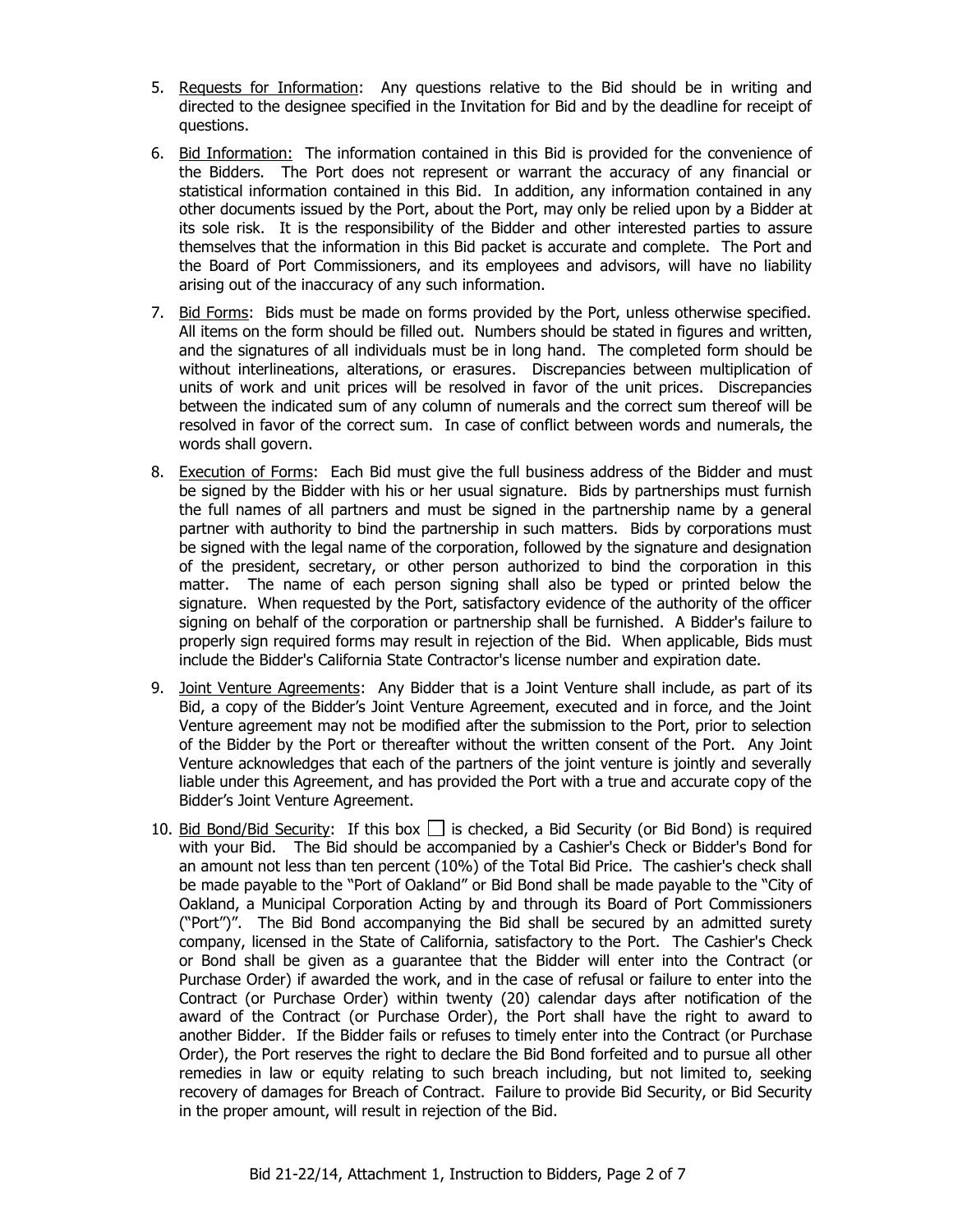5. Requests for Information: Any questions relative to the Bid should be in writing and directed to the designee specified in the Invitation for Bid and by the deadline for receipt of questions.

6. Bid Information: The information contained in this Bid is provided for the convenience of the Bidders. The Port does not represent or warrant the accuracy of any financial or statistical information contained in this Bid. In addition, any information contained in any other documents issued by the Port, about the Port, may only be relied upon by a Bidder at its sole risk. It is the responsibility of the Bidder and other interested parties to assure themselves that the information in this Bid packet is accurate and complete. The Port and the Board of Port Commissioners, and its employees and advisors, will have no liability arising out of the inaccuracy of any such information.

7. Bid Forms: Bids must be made on forms provided by the Port, unless otherwise specified. All items on the form should be filled out. Numbers should be stated in figures and written, and the signatures of all individuals must be in long hand. The completed form should be without interlineations, alterations, or erasures. Discrepancies between multiplication of units of work and unit prices will be resolved in favor of the unit prices. Discrepancies between the indicated sum of any column of numerals and the correct sum thereof will be resolved in favor of the correct sum. In case of conflict between words and numerals, the words shall govern.

8. Execution of Forms: Each Bid must give the full business address of the Bidder and must be signed by the Bidder with his or her usual signature. Bids by partnerships must furnish the full names of all partners and must be signed in the partnership name by a general partner with authority to bind the partnership in such matters. Bids by corporations must be signed with the legal name of the corporation, followed by the signature and designation of the president, secretary, or other person authorized to bind the corporation in this matter. The name of each person signing shall also be typed or printed below the signature. When requested by the Port, satisfactory evidence of the authority of the officer signing on behalf of the corporation or partnership shall be furnished. A Bidder's failure to properly sign required forms may result in rejection of the Bid. When applicable, Bids must include the Bidder's California State Contractor's license number and expiration date.

9. Joint Venture Agreements: Any Bidder that is a Joint Venture shall include, as part of its Bid, a copy of the Bidder's Joint Venture Agreement, executed and in force, and the Joint Venture agreement may not be modified after the submission to the Port, prior to selection of the Bidder by the Port or thereafter without the written consent of the Port. Any Joint Venture acknowledges that each of the partners of the joint venture is jointly and severally liable under this Agreement, and has provided the Port with a true and accurate copy of the Bidder's Joint Venture Agreement.

10. Bid Bond/Bid Security: If this box ☐ is checked, a Bid Security (or Bid Bond) is required with your Bid. The Bid should be accompanied by a Cashier's Check or Bidder's Bond for an amount not less than ten percent (10%) of the Total Bid Price. The cashier's check shall be made payable to the "Port of Oakland" or Bid Bond shall be made payable to the "City of Oakland, a Municipal Corporation Acting by and through its Board of Port Commissioners ("Port")". The Bid Bond accompanying the Bid shall be secured by an admitted surety company, licensed in the State of California, satisfactory to the Port. The Cashier's Check or Bond shall be given as a guarantee that the Bidder will enter into the Contract (or Purchase Order) if awarded the work, and in the case of refusal or failure to enter into the Contract (or Purchase Order) within twenty (20) calendar days after notification of the award of the Contract (or Purchase Order), the Port shall have the right to award to another Bidder. If the Bidder fails or refuses to timely enter into the Contract (or Purchase Order), the Port reserves the right to declare the Bid Bond forfeited and to pursue all other remedies in law or equity relating to such breach including, but not limited to, seeking recovery of damages for Breach of Contract. Failure to provide Bid Security, or Bid Security in the proper amount, will result in rejection of the Bid.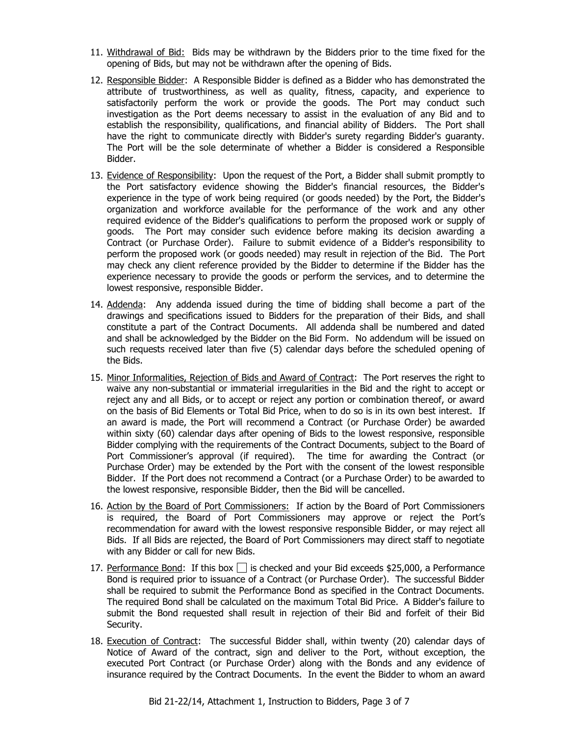11. Withdrawal of Bid: Bids may be withdrawn by the Bidders prior to the time fixed for the opening of Bids, but may not be withdrawn after the opening of Bids.

12. Responsible Bidder: A Responsible Bidder is defined as a Bidder who has demonstrated the attribute of trustworthiness, as well as quality, fitness, capacity, and experience to satisfactorily perform the work or provide the goods. The Port may conduct such investigation as the Port deems necessary to assist in the evaluation of any Bid and to establish the responsibility, qualifications, and financial ability of Bidders. The Port shall have the right to communicate directly with Bidder's surety regarding Bidder's guaranty. The Port will be the sole determinate of whether a Bidder is considered a Responsible Bidder.

13. Evidence of Responsibility: Upon the request of the Port, a Bidder shall submit promptly to the Port satisfactory evidence showing the Bidder's financial resources, the Bidder's experience in the type of work being required (or goods needed) by the Port, the Bidder's organization and workforce available for the performance of the work and any other required evidence of the Bidder's qualifications to perform the proposed work or supply of goods. The Port may consider such evidence before making its decision awarding a Contract (or Purchase Order). Failure to submit evidence of a Bidder's responsibility to perform the proposed work (or goods needed) may result in rejection of the Bid. The Port may check any client reference provided by the Bidder to determine if the Bidder has the experience necessary to provide the goods or perform the services, and to determine the lowest responsive, responsible Bidder.

14. Addenda: Any addenda issued during the time of bidding shall become a part of the drawings and specifications issued to Bidders for the preparation of their Bids, and shall constitute a part of the Contract Documents. All addenda shall be numbered and dated and shall be acknowledged by the Bidder on the Bid Form. No addendum will be issued on such requests received later than five (5) calendar days before the scheduled opening of the Bids.

15. Minor Informalities, Rejection of Bids and Award of Contract: The Port reserves the right to waive any non-substantial or immaterial irregularities in the Bid and the right to accept or reject any and all Bids, or to accept or reject any portion or combination thereof, or award on the basis of Bid Elements or Total Bid Price, when to do so is in its own best interest. If an award is made, the Port will recommend a Contract (or Purchase Order) be awarded within sixty (60) calendar days after opening of Bids to the lowest responsive, responsible Bidder complying with the requirements of the Contract Documents, subject to the Board of Port Commissioner's approval (if required). The time for awarding the Contract (or Purchase Order) may be extended by the Port with the consent of the lowest responsible Bidder. If the Port does not recommend a Contract (or a Purchase Order) to be awarded to the lowest responsive, responsible Bidder, then the Bid will be cancelled.

16. Action by the Board of Port Commissioners: If action by the Board of Port Commissioners is required, the Board of Port Commissioners may approve or reject the Port's recommendation for award with the lowest responsive responsible Bidder, or may reject all Bids. If all Bids are rejected, the Board of Port Commissioners may direct staff to negotiate with any Bidder or call for new Bids.

17. Performance Bond: If this box ☐ is checked and your Bid exceeds $25,000, a Performance Bond is required prior to issuance of a Contract (or Purchase Order). The successful Bidder shall be required to submit the Performance Bond as specified in the Contract Documents. The required Bond shall be calculated on the maximum Total Bid Price. A Bidder's failure to submit the Bond requested shall result in rejection of their Bid and forfeit of their Bid Security.

18. Execution of Contract: The successful Bidder shall, within twenty (20) calendar days of Notice of Award of the contract, sign and deliver to the Port, without exception, the executed Port Contract (or Purchase Order) along with the Bonds and any evidence of insurance required by the Contract Documents. In the event the Bidder to whom an award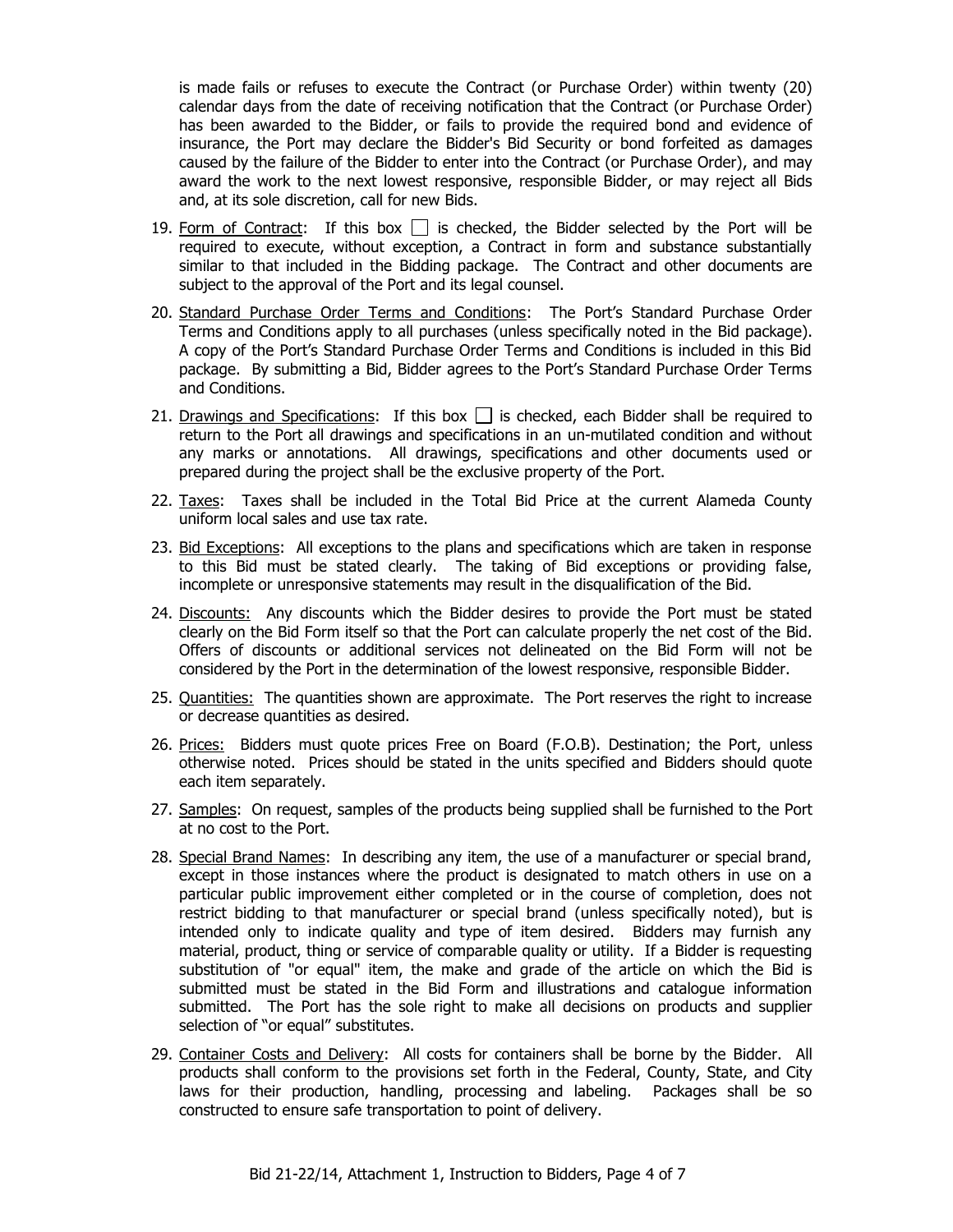is made fails or refuses to execute the Contract (or Purchase Order) within twenty (20) calendar days from the date of receiving notification that the Contract (or Purchase Order) has been awarded to the Bidder, or fails to provide the required bond and evidence of insurance, the Port may declare the Bidder's Bid Security or bond forfeited as damages caused by the failure of the Bidder to enter into the Contract (or Purchase Order), and may award the work to the next lowest responsive, responsible Bidder, or may reject all Bids and, at its sole discretion, call for new Bids.

19. Form of Contract: If this box ☐ is checked, the Bidder selected by the Port will be required to execute, without exception, a Contract in form and substance substantially similar to that included in the Bidding package. The Contract and other documents are subject to the approval of the Port and its legal counsel.

20. Standard Purchase Order Terms and Conditions: The Port's Standard Purchase Order Terms and Conditions apply to all purchases (unless specifically noted in the Bid package). A copy of the Port's Standard Purchase Order Terms and Conditions is included in this Bid package. By submitting a Bid, Bidder agrees to the Port's Standard Purchase Order Terms and Conditions.

21. Drawings and Specifications: If this box ☐ is checked, each Bidder shall be required to return to the Port all drawings and specifications in an un-mutilated condition and without any marks or annotations. All drawings, specifications and other documents used or prepared during the project shall be the exclusive property of the Port.

22. Taxes: Taxes shall be included in the Total Bid Price at the current Alameda County uniform local sales and use tax rate.

23. Bid Exceptions: All exceptions to the plans and specifications which are taken in response to this Bid must be stated clearly. The taking of Bid exceptions or providing false, incomplete or unresponsive statements may result in the disqualification of the Bid.

24. Discounts: Any discounts which the Bidder desires to provide the Port must be stated clearly on the Bid Form itself so that the Port can calculate properly the net cost of the Bid. Offers of discounts or additional services not delineated on the Bid Form will not be considered by the Port in the determination of the lowest responsive, responsible Bidder.

25. Quantities: The quantities shown are approximate. The Port reserves the right to increase or decrease quantities as desired.

26. Prices: Bidders must quote prices Free on Board (F.O.B). Destination; the Port, unless otherwise noted. Prices should be stated in the units specified and Bidders should quote each item separately.

27. Samples: On request, samples of the products being supplied shall be furnished to the Port at no cost to the Port.

28. Special Brand Names: In describing any item, the use of a manufacturer or special brand, except in those instances where the product is designated to match others in use on a particular public improvement either completed or in the course of completion, does not restrict bidding to that manufacturer or special brand (unless specifically noted), but is intended only to indicate quality and type of item desired. Bidders may furnish any material, product, thing or service of comparable quality or utility. If a Bidder is requesting substitution of "or equal" item, the make and grade of the article on which the Bid is submitted must be stated in the Bid Form and illustrations and catalogue information submitted. The Port has the sole right to make all decisions on products and supplier selection of "or equal" substitutes.

29. Container Costs and Delivery: All costs for containers shall be borne by the Bidder. All products shall conform to the provisions set forth in the Federal, County, State, and City laws for their production, handling, processing and labeling. Packages shall be so constructed to ensure safe transportation to point of delivery.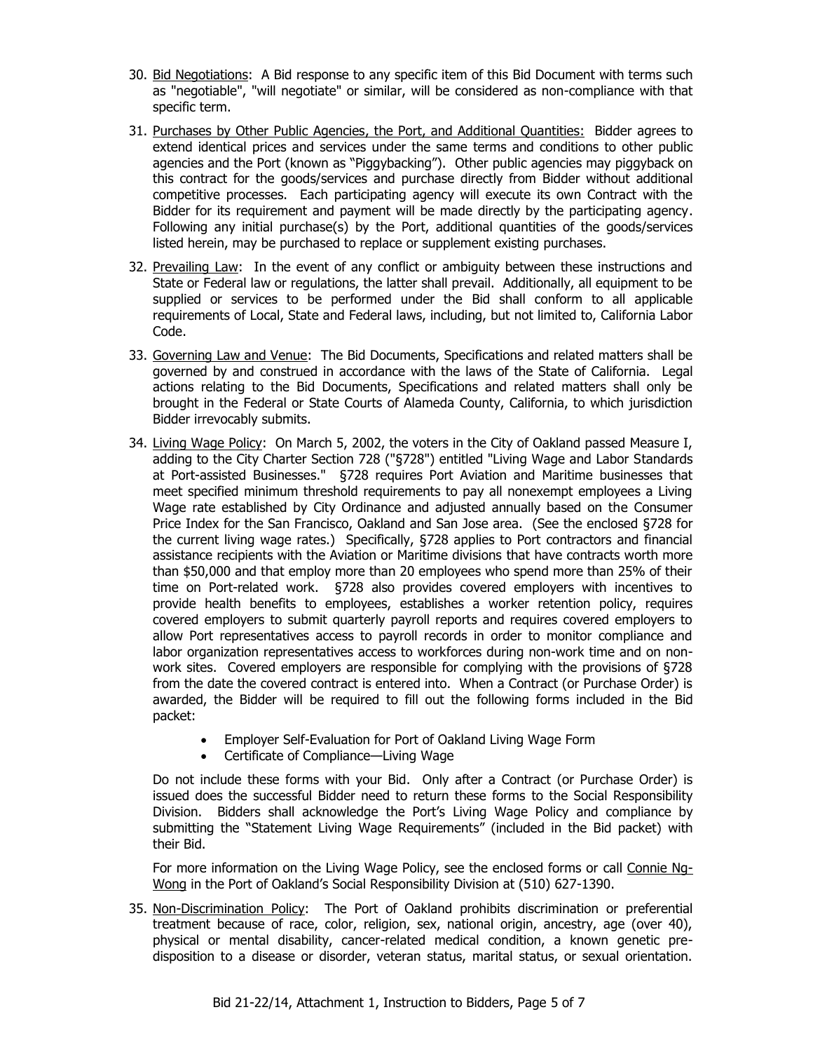30. Bid Negotiations: A Bid response to any specific item of this Bid Document with terms such as "negotiable", "will negotiate" or similar, will be considered as non-compliance with that specific term.

31. Purchases by Other Public Agencies, the Port, and Additional Quantities: Bidder agrees to extend identical prices and services under the same terms and conditions to other public agencies and the Port (known as "Piggybacking"). Other public agencies may piggyback on this contract for the goods/services and purchase directly from Bidder without additional competitive processes. Each participating agency will execute its own Contract with the Bidder for its requirement and payment will be made directly by the participating agency. Following any initial purchase(s) by the Port, additional quantities of the goods/services listed herein, may be purchased to replace or supplement existing purchases.

32. Prevailing Law: In the event of any conflict or ambiguity between these instructions and State or Federal law or regulations, the latter shall prevail. Additionally, all equipment to be supplied or services to be performed under the Bid shall conform to all applicable requirements of Local, State and Federal laws, including, but not limited to, California Labor Code.

33. Governing Law and Venue: The Bid Documents, Specifications and related matters shall be governed by and construed in accordance with the laws of the State of California. Legal actions relating to the Bid Documents, Specifications and related matters shall only be brought in the Federal or State Courts of Alameda County, California, to which jurisdiction Bidder irrevocably submits.

34. Living Wage Policy: On March 5, 2002, the voters in the City of Oakland passed Measure I, adding to the City Charter Section 728 ("§728") entitled "Living Wage and Labor Standards at Port-assisted Businesses." §728 requires Port Aviation and Maritime businesses that meet specified minimum threshold requirements to pay all nonexempt employees a Living Wage rate established by City Ordinance and adjusted annually based on the Consumer Price Index for the San Francisco, Oakland and San Jose area. (See the enclosed §728 for the current living wage rates.) Specifically, §728 applies to Port contractors and financial assistance recipients with the Aviation or Maritime divisions that have contracts worth more than $50,000 and that employ more than 20 employees who spend more than 25% of their time on Port-related work. §728 also provides covered employers with incentives to provide health benefits to employees, establishes a worker retention policy, requires covered employers to submit quarterly payroll reports and requires covered employers to allow Port representatives access to payroll records in order to monitor compliance and labor organization representatives access to workforces during non-work time and on non-work sites. Covered employers are responsible for complying with the provisions of §728 from the date the covered contract is entered into. When a Contract (or Purchase Order) is awarded, the Bidder will be required to fill out the following forms included in the Bid packet:

    - Employer Self-Evaluation for Port of Oakland Living Wage Form
    - Certificate of Compliance—Living Wage

    Do not include these forms with your Bid. Only after a Contract (or Purchase Order) is issued does the successful Bidder need to return these forms to the Social Responsibility Division. Bidders shall acknowledge the Port's Living Wage Policy and compliance by submitting the "Statement Living Wage Requirements" (included in the Bid packet) with their Bid.

    For more information on the Living Wage Policy, see the enclosed forms or call Connie Ng-Wong in the Port of Oakland's Social Responsibility Division at (510) 627-1390.

35. Non-Discrimination Policy: The Port of Oakland prohibits discrimination or preferential treatment because of race, color, religion, sex, national origin, ancestry, age (over 40), physical or mental disability, cancer-related medical condition, a known genetic pre-disposition to a disease or disorder, veteran status, marital status, or sexual orientation.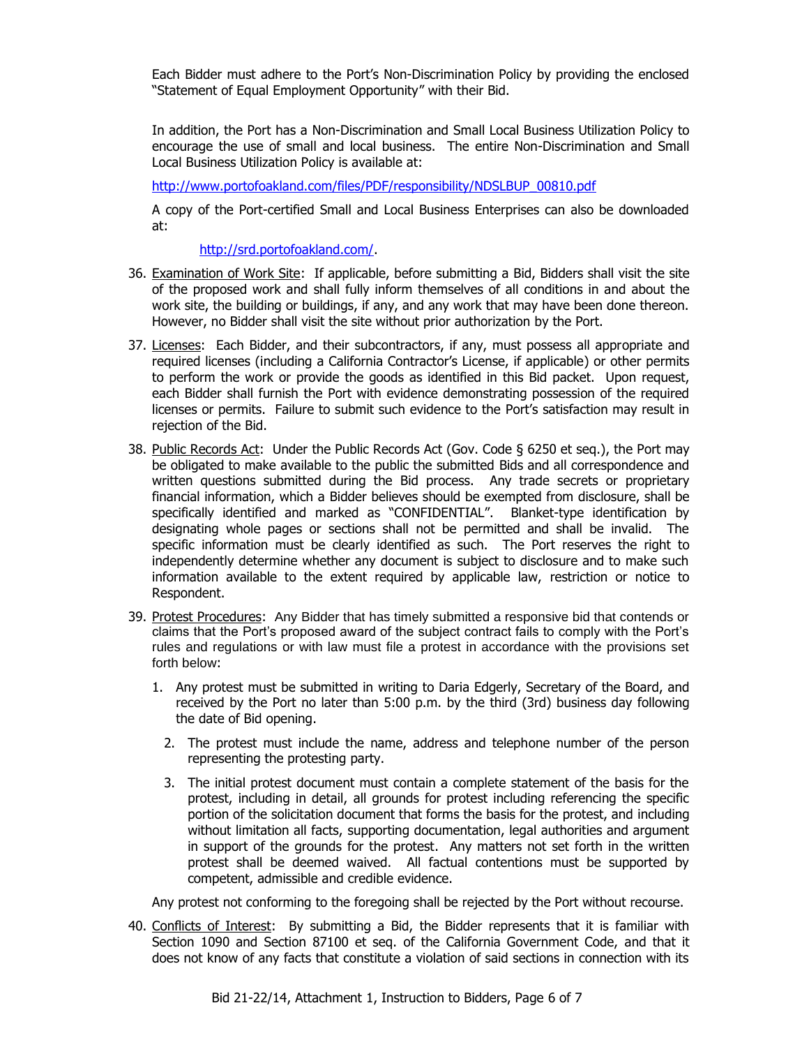Each Bidder must adhere to the Port's Non-Discrimination Policy by providing the enclosed "Statement of Equal Employment Opportunity" with their Bid.

In addition, the Port has a Non-Discrimination and Small Local Business Utilization Policy to encourage the use of small and local business. The entire Non-Discrimination and Small Local Business Utilization Policy is available at:

[http://www.portofoakland.com/files/PDF/responsibility/NDSLBUP_00810.pdf](http://www.portofoakland.com/files/PDF/responsibility/NDSLBUP_00810.pdf)

A copy of the Port-certified Small and Local Business Enterprises can also be downloaded at:

[http://srd.portofoakland.com/](http://srd.portofoakland.com/).

36. <u>Examination of Work Site</u>: If applicable, before submitting a Bid, Bidders shall visit the site of the proposed work and shall fully inform themselves of all conditions in and about the work site, the building or buildings, if any, and any work that may have been done thereon. However, no Bidder shall visit the site without prior authorization by the Port.

37. <u>Licenses</u>: Each Bidder, and their subcontractors, if any, must possess all appropriate and required licenses (including a California Contractor's License, if applicable) or other permits to perform the work or provide the goods as identified in this Bid packet. Upon request, each Bidder shall furnish the Port with evidence demonstrating possession of the required licenses or permits. Failure to submit such evidence to the Port's satisfaction may result in rejection of the Bid.

38. <u>Public Records Act</u>: Under the Public Records Act (Gov. Code § 6250 et seq.), the Port may be obligated to make available to the public the submitted Bids and all correspondence and written questions submitted during the Bid process. Any trade secrets or proprietary financial information, which a Bidder believes should be exempted from disclosure, shall be specifically identified and marked as "CONFIDENTIAL". Blanket-type identification by designating whole pages or sections shall not be permitted and shall be invalid. The specific information must be clearly identified as such. The Port reserves the right to independently determine whether any document is subject to disclosure and to make such information available to the extent required by applicable law, restriction or notice to Respondent.

39. <u>Protest Procedures</u>: Any Bidder that has timely submitted a responsive bid that contends or claims that the Port's proposed award of the subject contract fails to comply with the Port's rules and regulations or with law must file a protest in accordance with the provisions set forth below:

    1. Any protest must be submitted in writing to Daria Edgerly, Secretary of the Board, and received by the Port no later than 5:00 p.m. by the third (3rd) business day following the date of Bid opening.
    2. The protest must include the name, address and telephone number of the person representing the protesting party.
    3. The initial protest document must contain a complete statement of the basis for the protest, including in detail, all grounds for protest including referencing the specific portion of the solicitation document that forms the basis for the protest, and including without limitation all facts, supporting documentation, legal authorities and argument in support of the grounds for the protest. Any matters not set forth in the written protest shall be deemed waived. All factual contentions must be supported by competent, admissible and credible evidence.

    Any protest not conforming to the foregoing shall be rejected by the Port without recourse.

40. <u>Conflicts of Interest</u>: By submitting a Bid, the Bidder represents that it is familiar with Section 1090 and Section 87100 et seq. of the California Government Code, and that it does not know of any facts that constitute a violation of said sections in connection with its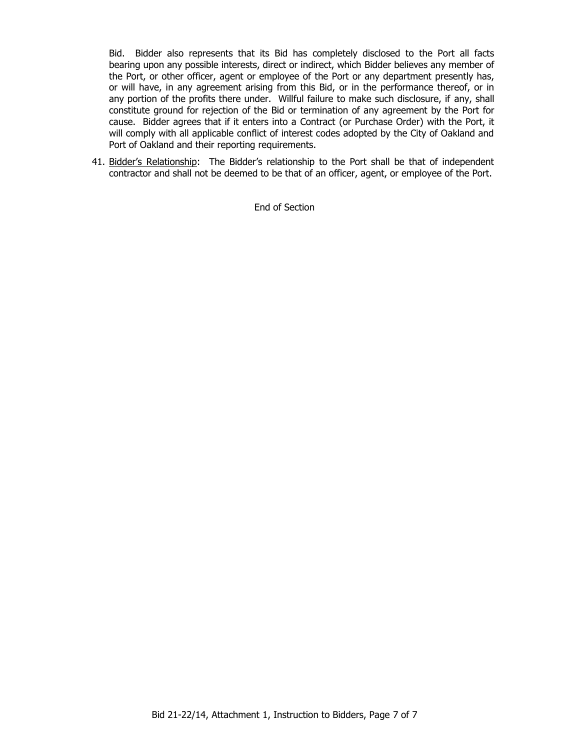Bid. Bidder also represents that its Bid has completely disclosed to the Port all facts bearing upon any possible interests, direct or indirect, which Bidder believes any member of the Port, or other officer, agent or employee of the Port or any department presently has, or will have, in any agreement arising from this Bid, or in the performance thereof, or in any portion of the profits there under. Willful failure to make such disclosure, if any, shall constitute ground for rejection of the Bid or termination of any agreement by the Port for cause. Bidder agrees that if it enters into a Contract (or Purchase Order) with the Port, it will comply with all applicable conflict of interest codes adopted by the City of Oakland and Port of Oakland and their reporting requirements.

41. Bidder's Relationship: The Bidder's relationship to the Port shall be that of independent contractor and shall not be deemed to be that of an officer, agent, or employee of the Port.

End of Section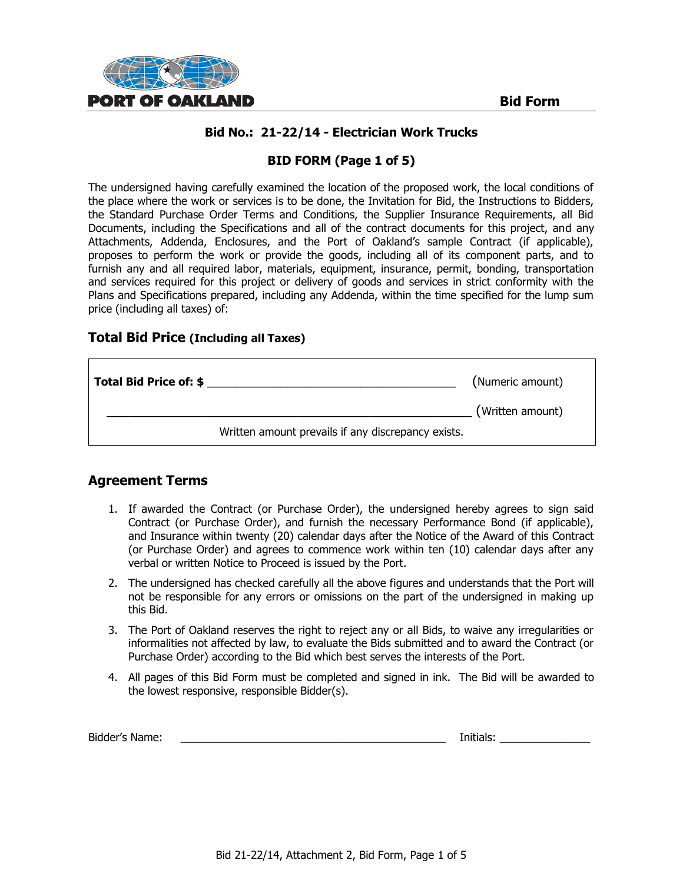**Bid Form**

**Bid No.: 21-22/14 - Electrician Work Trucks**

**BID FORM (Page 1 of 5)**

The undersigned having carefully examined the location of the proposed work, the local conditions of the place where the work or services is to be done, the Invitation for Bid, the Instructions to Bidders, the Standard Purchase Order Terms and Conditions, the Supplier Insurance Requirements, all Bid Documents, including the Specifications and all of the contract documents for this project, and any Attachments, Addenda, Enclosures, and the Port of Oakland's sample Contract (if applicable), proposes to perform the work or provide the goods, including all of its component parts, and to furnish any and all required labor, materials, equipment, insurance, permit, bonding, transportation and services required for this project or delivery of goods and services in strict conformity with the Plans and Specifications prepared, including any Addenda, within the time specified for the lump sum price (including all taxes) of:

## Total Bid Price (Including all Taxes)

**Total Bid Price of: $** ________________________________________ (Numeric amount)

__________________________________________________________ (Written amount)

Written amount prevails if any discrepancy exists.

## Agreement Terms

1. If awarded the Contract (or Purchase Order), the undersigned hereby agrees to sign said Contract (or Purchase Order), and furnish the necessary Performance Bond (if applicable), and Insurance within twenty (20) calendar days after the Notice of the Award of this Contract (or Purchase Order) and agrees to commence work within ten (10) calendar days after any verbal or written Notice to Proceed is issued by the Port.
2. The undersigned has checked carefully all the above figures and understands that the Port will not be responsible for any errors or omissions on the part of the undersigned in making up this Bid.
3. The Port of Oakland reserves the right to reject any or all Bids, to waive any irregularities or informalities not affected by law, to evaluate the Bids submitted and to award the Contract (or Purchase Order) according to the Bid which best serves the interests of the Port.
4. All pages of this Bid Form must be completed and signed in ink. The Bid will be awarded to the lowest responsive, responsible Bidder(s).

Bidder's Name: ______________________________________________ Initials: ________________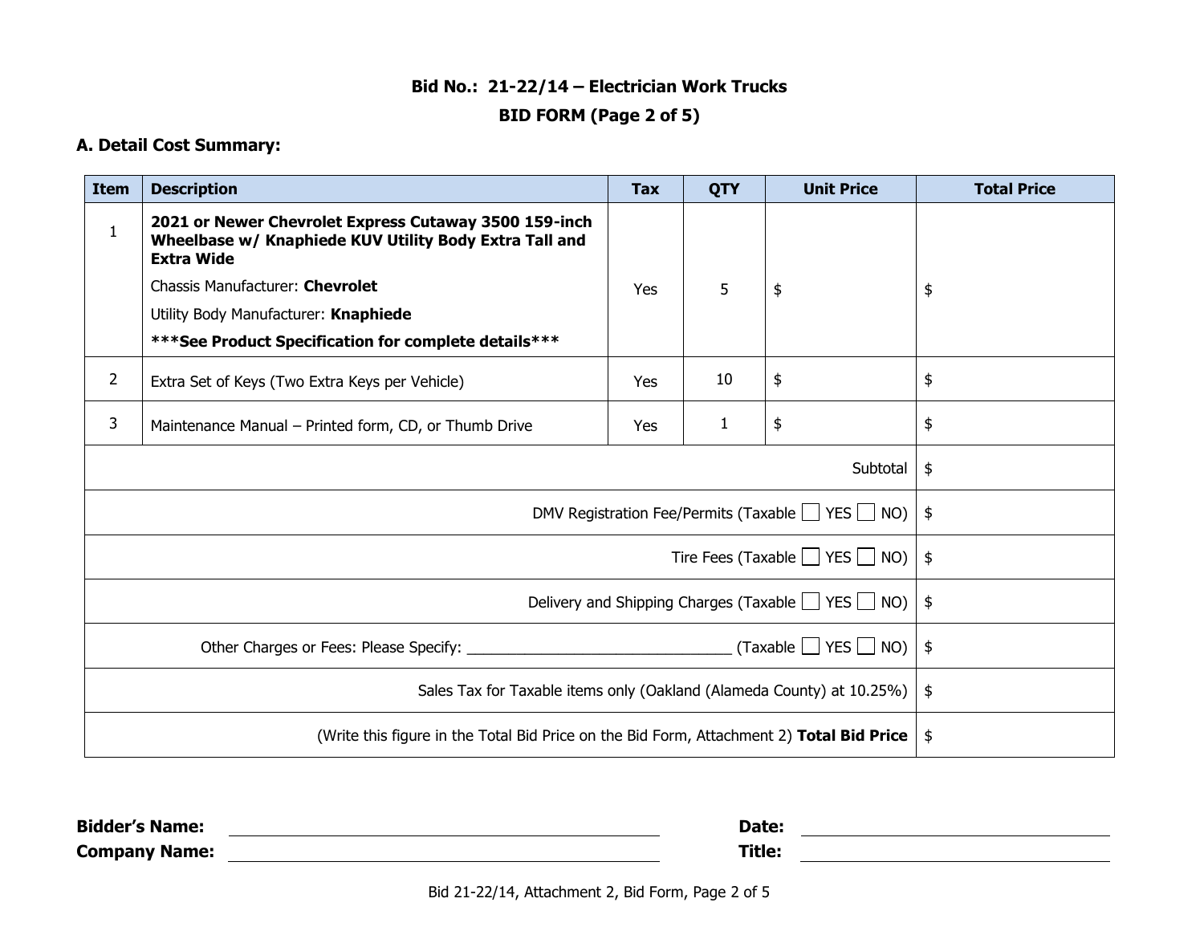**Bid No.: 21-22/14 – Electrician Work Trucks**

**BID FORM (Page 2 of 5)**

**A. Detail Cost Summary:**

| Item | Description | Tax | QTY | Unit Price | Total Price |
|---|---|---|---|---|---|
| 1 | **2021 or Newer Chevrolet Express Cutaway 3500 159-inch Wheelbase w/ Knaphiede KUV Utility Body Extra Tall and Extra Wide**<br>Chassis Manufacturer: **Chevrolet**<br>Utility Body Manufacturer: **Knaphiede**<br>**\*\*\*See Product Specification for complete details\*\*\*** | Yes | 5 | $ | $ |
| 2 | Extra Set of Keys (Two Extra Keys per Vehicle) | Yes | 10 | $ | $ |
| 3 | Maintenance Manual – Printed form, CD, or Thumb Drive | Yes | 1 | $ | $ |
| | | | | Subtotal | $ |
| | | | | DMV Registration Fee/Permits (Taxable ☐ YES ☐ NO) | $ |
| | | | | Tire Fees (Taxable ☐ YES ☐ NO) | $ |
| | | | | Delivery and Shipping Charges (Taxable ☐ YES ☐ NO) | $ |
| | | | | Other Charges or Fees: Please Specify: ________________________________ (Taxable ☐ YES ☐ NO) | $ |
| | | | | Sales Tax for Taxable items only (Oakland (Alameda County) at 10.25%) | $ |
| | | | | (Write this figure in the Total Bid Price on the Bid Form, Attachment 2) **Total Bid Price** | $ |

**Bidder's Name:** ________________________ **Date:** ________________________

**Company Name:** ________________________ **Title:** ________________________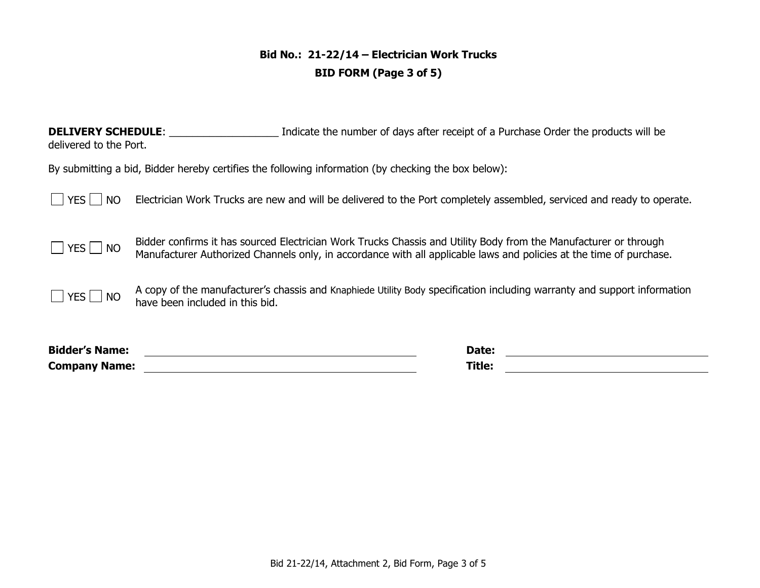**Bid No.: 21-22/14 – Electrician Work Trucks**

**BID FORM (Page 3 of 5)**

**DELIVERY SCHEDULE**: ___________________ Indicate the number of days after receipt of a Purchase Order the products will be delivered to the Port.

By submitting a bid, Bidder hereby certifies the following information (by checking the box below):

☐ YES ☐ NO Electrician Work Trucks are new and will be delivered to the Port completely assembled, serviced and ready to operate.

☐ YES ☐ NO Bidder confirms it has sourced Electrician Work Trucks Chassis and Utility Body from the Manufacturer or through Manufacturer Authorized Channels only, in accordance with all applicable laws and policies at the time of purchase.

☐ YES ☐ NO A copy of the manufacturer's chassis and Knaphiede Utility Body specification including warranty and support information have been included in this bid.

| | | | |
|---|---|---|---|
| **Bidder's Name:** | ______________________ | **Date:** | ______________________ |
| **Company Name:** | ______________________ | **Title:** | ______________________ |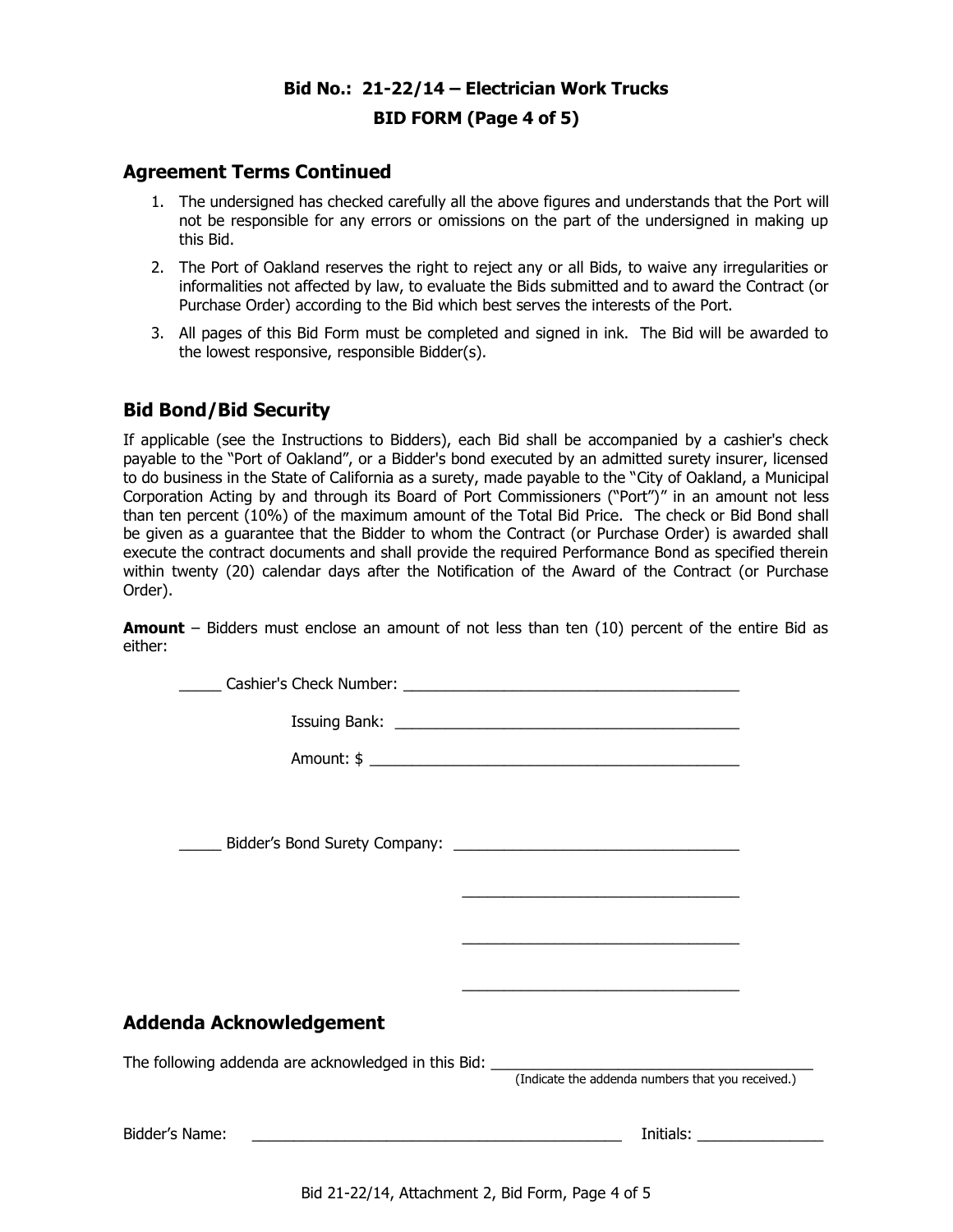**Bid No.: 21-22/14 – Electrician Work Trucks**

**BID FORM (Page 4 of 5)**

## Agreement Terms Continued

1. The undersigned has checked carefully all the above figures and understands that the Port will not be responsible for any errors or omissions on the part of the undersigned in making up this Bid.
2. The Port of Oakland reserves the right to reject any or all Bids, to waive any irregularities or informalities not affected by law, to evaluate the Bids submitted and to award the Contract (or Purchase Order) according to the Bid which best serves the interests of the Port.
3. All pages of this Bid Form must be completed and signed in ink. The Bid will be awarded to the lowest responsive, responsible Bidder(s).

## Bid Bond/Bid Security

If applicable (see the Instructions to Bidders), each Bid shall be accompanied by a cashier's check payable to the "Port of Oakland", or a Bidder's bond executed by an admitted surety insurer, licensed to do business in the State of California as a surety, made payable to the "City of Oakland, a Municipal Corporation Acting by and through its Board of Port Commissioners ("Port")" in an amount not less than ten percent (10%) of the maximum amount of the Total Bid Price. The check or Bid Bond shall be given as a guarantee that the Bidder to whom the Contract (or Purchase Order) is awarded shall execute the contract documents and shall provide the required Performance Bond as specified therein within twenty (20) calendar days after the Notification of the Award of the Contract (or Purchase Order).

**Amount** – Bidders must enclose an amount of not less than ten (10) percent of the entire Bid as either:

_____ Cashier's Check Number: ________________________________________

Issuing Bank: ________________________________________

Amount: $ ________________________________________

_____ Bidder's Bond Surety Company: ________________________________

________________________________

________________________________

________________________________

## Addenda Acknowledgement

The following addenda are acknowledged in this Bid: ____________________________________
(Indicate the addenda numbers that you received.)

Bidder's Name: ____________________________________________ Initials: _______________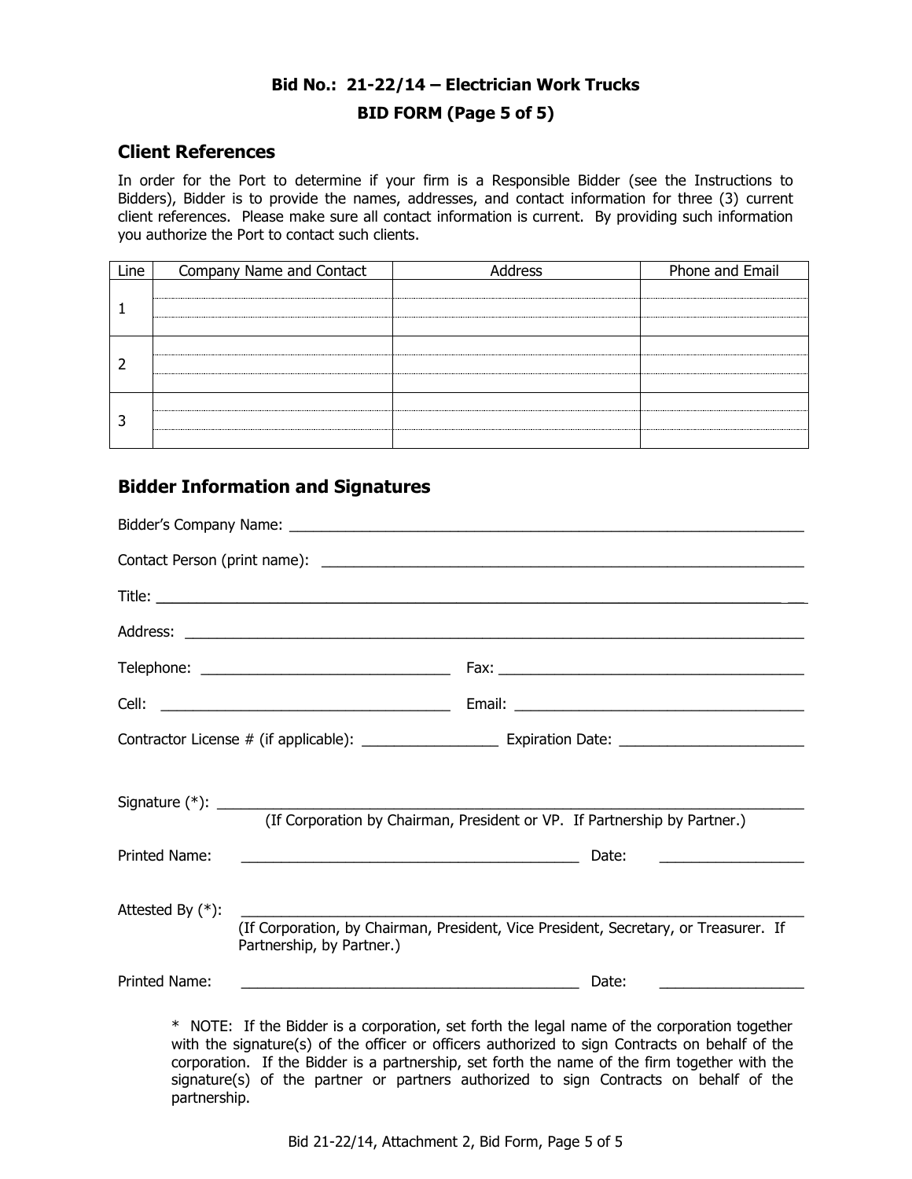**Bid No.: 21-22/14 – Electrician Work Trucks**

**BID FORM (Page 5 of 5)**

## Client References

In order for the Port to determine if your firm is a Responsible Bidder (see the Instructions to Bidders), Bidder is to provide the names, addresses, and contact information for three (3) current client references. Please make sure all contact information is current. By providing such information you authorize the Port to contact such clients.

| Line | Company Name and Contact | Address | Phone and Email |
|---|---|---|---|
| 1 | | | |
| 2 | | | |
| 3 | | | |

## Bidder Information and Signatures

Bidder's Company Name: ______________________________________________

Contact Person (print name): ______________________________________________

Title: ______________________________________________

Address: ______________________________________________

Telephone: ______________________ Fax: ______________________

Cell: ______________________ Email: ______________________

Contractor License # (if applicable): ________________ Expiration Date: ________________

Signature (*): ______________________________________________
(If Corporation by Chairman, President or VP. If Partnership by Partner.)

Printed Name: ______________________________ Date: ________________

Attested By (*): ______________________________________________
(If Corporation, by Chairman, President, Vice President, Secretary, or Treasurer. If Partnership, by Partner.)

Printed Name: ______________________________ Date: ________________

\* NOTE: If the Bidder is a corporation, set forth the legal name of the corporation together with the signature(s) of the officer or officers authorized to sign Contracts on behalf of the corporation. If the Bidder is a partnership, set forth the name of the firm together with the signature(s) of the partner or partners authorized to sign Contracts on behalf of the partnership.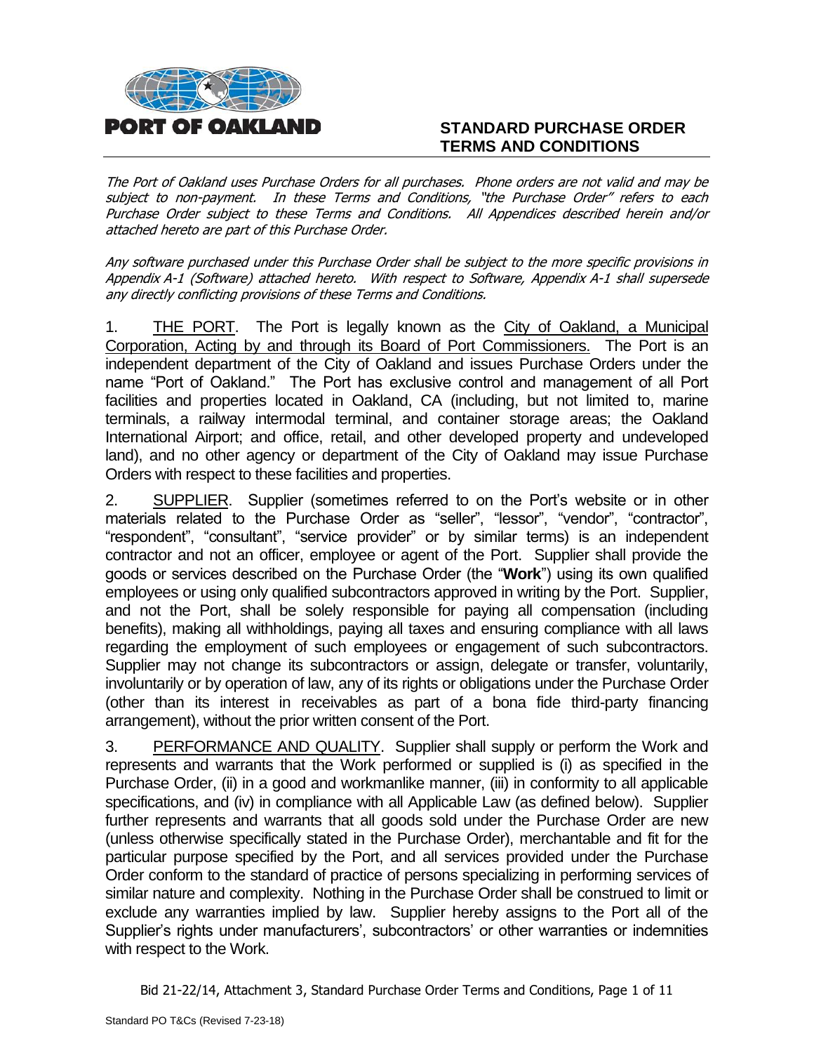**PORT OF OAKLAND**

# STANDARD PURCHASE ORDER TERMS AND CONDITIONS

*The Port of Oakland uses Purchase Orders for all purchases. Phone orders are not valid and may be subject to non-payment. In these Terms and Conditions, "the Purchase Order" refers to each Purchase Order subject to these Terms and Conditions. All Appendices described herein and/or attached hereto are part of this Purchase Order.*

*Any software purchased under this Purchase Order shall be subject to the more specific provisions in Appendix A-1 (Software) attached hereto. With respect to Software, Appendix A-1 shall supersede any directly conflicting provisions of these Terms and Conditions.*

1. THE PORT. The Port is legally known as the City of Oakland, a Municipal Corporation, Acting by and through its Board of Port Commissioners. The Port is an independent department of the City of Oakland and issues Purchase Orders under the name "Port of Oakland." The Port has exclusive control and management of all Port facilities and properties located in Oakland, CA (including, but not limited to, marine terminals, a railway intermodal terminal, and container storage areas; the Oakland International Airport; and office, retail, and other developed property and undeveloped land), and no other agency or department of the City of Oakland may issue Purchase Orders with respect to these facilities and properties.

2. SUPPLIER. Supplier (sometimes referred to on the Port's website or in other materials related to the Purchase Order as "seller", "lessor", "vendor", "contractor", "respondent", "consultant", "service provider" or by similar terms) is an independent contractor and not an officer, employee or agent of the Port. Supplier shall provide the goods or services described on the Purchase Order (the "**Work**") using its own qualified employees or using only qualified subcontractors approved in writing by the Port. Supplier, and not the Port, shall be solely responsible for paying all compensation (including benefits), making all withholdings, paying all taxes and ensuring compliance with all laws regarding the employment of such employees or engagement of such subcontractors. Supplier may not change its subcontractors or assign, delegate or transfer, voluntarily, involuntarily or by operation of law, any of its rights or obligations under the Purchase Order (other than its interest in receivables as part of a bona fide third-party financing arrangement), without the prior written consent of the Port.

3. PERFORMANCE AND QUALITY. Supplier shall supply or perform the Work and represents and warrants that the Work performed or supplied is (i) as specified in the Purchase Order, (ii) in a good and workmanlike manner, (iii) in conformity to all applicable specifications, and (iv) in compliance with all Applicable Law (as defined below). Supplier further represents and warrants that all goods sold under the Purchase Order are new (unless otherwise specifically stated in the Purchase Order), merchantable and fit for the particular purpose specified by the Port, and all services provided under the Purchase Order conform to the standard of practice of persons specializing in performing services of similar nature and complexity. Nothing in the Purchase Order shall be construed to limit or exclude any warranties implied by law. Supplier hereby assigns to the Port all of the Supplier's rights under manufacturers', subcontractors' or other warranties or indemnities with respect to the Work.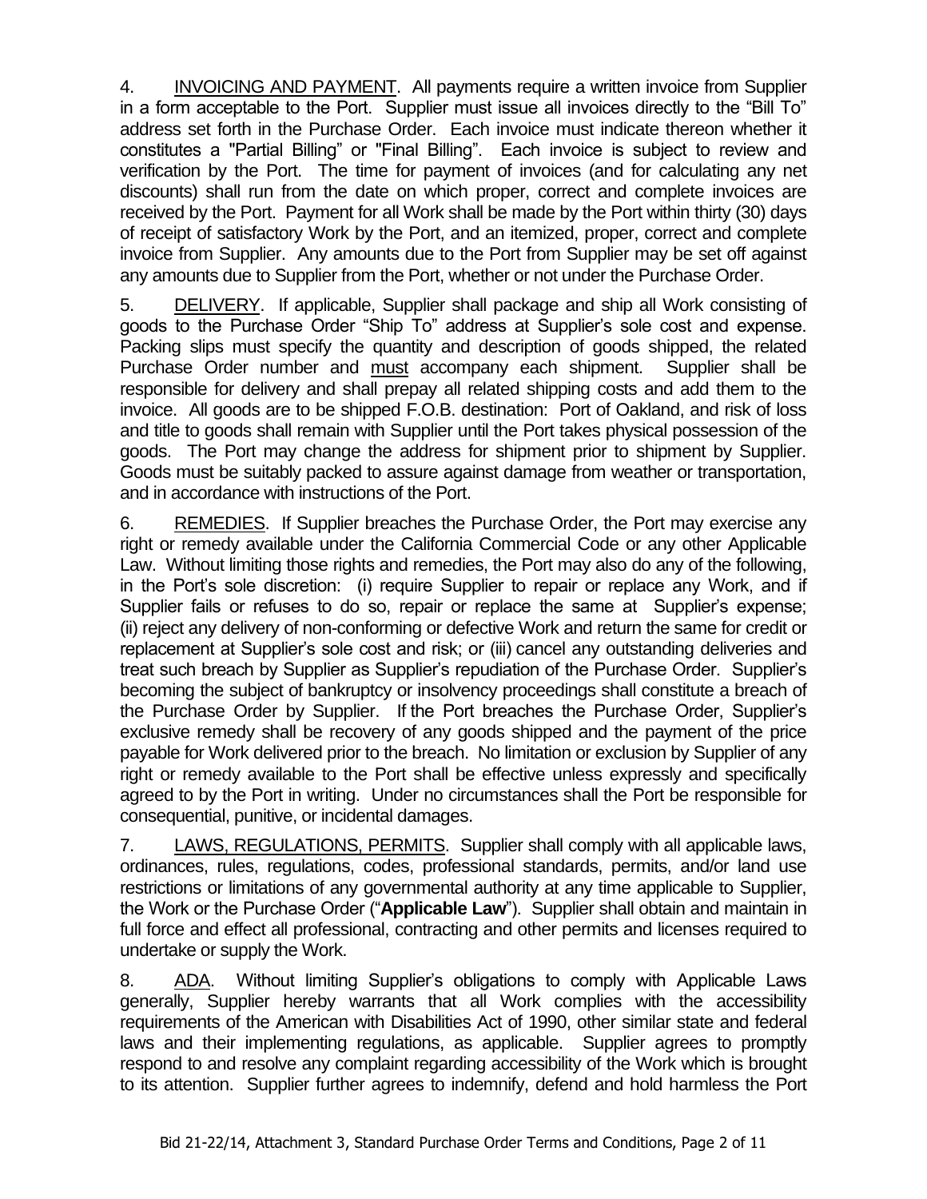4. INVOICING AND PAYMENT. All payments require a written invoice from Supplier in a form acceptable to the Port. Supplier must issue all invoices directly to the "Bill To" address set forth in the Purchase Order. Each invoice must indicate thereon whether it constitutes a "Partial Billing" or "Final Billing". Each invoice is subject to review and verification by the Port. The time for payment of invoices (and for calculating any net discounts) shall run from the date on which proper, correct and complete invoices are received by the Port. Payment for all Work shall be made by the Port within thirty (30) days of receipt of satisfactory Work by the Port, and an itemized, proper, correct and complete invoice from Supplier. Any amounts due to the Port from Supplier may be set off against any amounts due to Supplier from the Port, whether or not under the Purchase Order.

5. DELIVERY. If applicable, Supplier shall package and ship all Work consisting of goods to the Purchase Order "Ship To" address at Supplier's sole cost and expense. Packing slips must specify the quantity and description of goods shipped, the related Purchase Order number and must accompany each shipment. Supplier shall be responsible for delivery and shall prepay all related shipping costs and add them to the invoice. All goods are to be shipped F.O.B. destination: Port of Oakland, and risk of loss and title to goods shall remain with Supplier until the Port takes physical possession of the goods. The Port may change the address for shipment prior to shipment by Supplier. Goods must be suitably packed to assure against damage from weather or transportation, and in accordance with instructions of the Port.

6. REMEDIES. If Supplier breaches the Purchase Order, the Port may exercise any right or remedy available under the California Commercial Code or any other Applicable Law. Without limiting those rights and remedies, the Port may also do any of the following, in the Port's sole discretion: (i) require Supplier to repair or replace any Work, and if Supplier fails or refuses to do so, repair or replace the same at Supplier's expense; (ii) reject any delivery of non-conforming or defective Work and return the same for credit or replacement at Supplier's sole cost and risk; or (iii) cancel any outstanding deliveries and treat such breach by Supplier as Supplier's repudiation of the Purchase Order. Supplier's becoming the subject of bankruptcy or insolvency proceedings shall constitute a breach of the Purchase Order by Supplier. If the Port breaches the Purchase Order, Supplier's exclusive remedy shall be recovery of any goods shipped and the payment of the price payable for Work delivered prior to the breach. No limitation or exclusion by Supplier of any right or remedy available to the Port shall be effective unless expressly and specifically agreed to by the Port in writing. Under no circumstances shall the Port be responsible for consequential, punitive, or incidental damages.

7. LAWS, REGULATIONS, PERMITS. Supplier shall comply with all applicable laws, ordinances, rules, regulations, codes, professional standards, permits, and/or land use restrictions or limitations of any governmental authority at any time applicable to Supplier, the Work or the Purchase Order ("**Applicable Law**"). Supplier shall obtain and maintain in full force and effect all professional, contracting and other permits and licenses required to undertake or supply the Work.

8. ADA. Without limiting Supplier's obligations to comply with Applicable Laws generally, Supplier hereby warrants that all Work complies with the accessibility requirements of the American with Disabilities Act of 1990, other similar state and federal laws and their implementing regulations, as applicable. Supplier agrees to promptly respond to and resolve any complaint regarding accessibility of the Work which is brought to its attention. Supplier further agrees to indemnify, defend and hold harmless the Port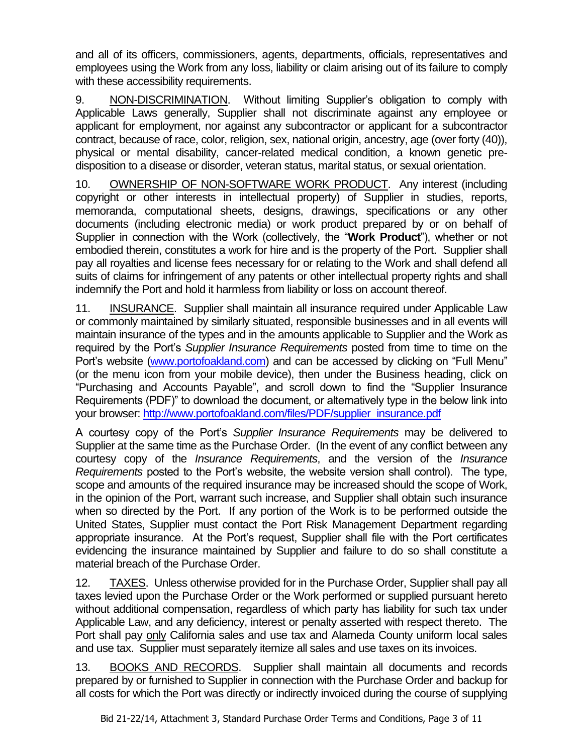and all of its officers, commissioners, agents, departments, officials, representatives and employees using the Work from any loss, liability or claim arising out of its failure to comply with these accessibility requirements.

9. NON-DISCRIMINATION. Without limiting Supplier's obligation to comply with Applicable Laws generally, Supplier shall not discriminate against any employee or applicant for employment, nor against any subcontractor or applicant for a subcontractor contract, because of race, color, religion, sex, national origin, ancestry, age (over forty (40)), physical or mental disability, cancer-related medical condition, a known genetic pre-disposition to a disease or disorder, veteran status, marital status, or sexual orientation.

10. OWNERSHIP OF NON-SOFTWARE WORK PRODUCT. Any interest (including copyright or other interests in intellectual property) of Supplier in studies, reports, memoranda, computational sheets, designs, drawings, specifications or any other documents (including electronic media) or work product prepared by or on behalf of Supplier in connection with the Work (collectively, the "**Work Product**"), whether or not embodied therein, constitutes a work for hire and is the property of the Port. Supplier shall pay all royalties and license fees necessary for or relating to the Work and shall defend all suits of claims for infringement of any patents or other intellectual property rights and shall indemnify the Port and hold it harmless from liability or loss on account thereof.

11. INSURANCE. Supplier shall maintain all insurance required under Applicable Law or commonly maintained by similarly situated, responsible businesses and in all events will maintain insurance of the types and in the amounts applicable to Supplier and the Work as required by the Port's *Supplier Insurance Requirements* posted from time to time on the Port's website (www.portofoakland.com) and can be accessed by clicking on "Full Menu" (or the menu icon from your mobile device), then under the Business heading, click on "Purchasing and Accounts Payable", and scroll down to find the "Supplier Insurance Requirements (PDF)" to download the document, or alternatively type in the below link into your browser: http://www.portofoakland.com/files/PDF/supplier_insurance.pdf

A courtesy copy of the Port's *Supplier Insurance Requirements* may be delivered to Supplier at the same time as the Purchase Order. (In the event of any conflict between any courtesy copy of the *Insurance Requirements*, and the version of the *Insurance Requirements* posted to the Port's website, the website version shall control). The type, scope and amounts of the required insurance may be increased should the scope of Work, in the opinion of the Port, warrant such increase, and Supplier shall obtain such insurance when so directed by the Port. If any portion of the Work is to be performed outside the United States, Supplier must contact the Port Risk Management Department regarding appropriate insurance. At the Port's request, Supplier shall file with the Port certificates evidencing the insurance maintained by Supplier and failure to do so shall constitute a material breach of the Purchase Order.

12. TAXES. Unless otherwise provided for in the Purchase Order, Supplier shall pay all taxes levied upon the Purchase Order or the Work performed or supplied pursuant hereto without additional compensation, regardless of which party has liability for such tax under Applicable Law, and any deficiency, interest or penalty asserted with respect thereto. The Port shall pay only California sales and use tax and Alameda County uniform local sales and use tax. Supplier must separately itemize all sales and use taxes on its invoices.

13. BOOKS AND RECORDS. Supplier shall maintain all documents and records prepared by or furnished to Supplier in connection with the Purchase Order and backup for all costs for which the Port was directly or indirectly invoiced during the course of supplying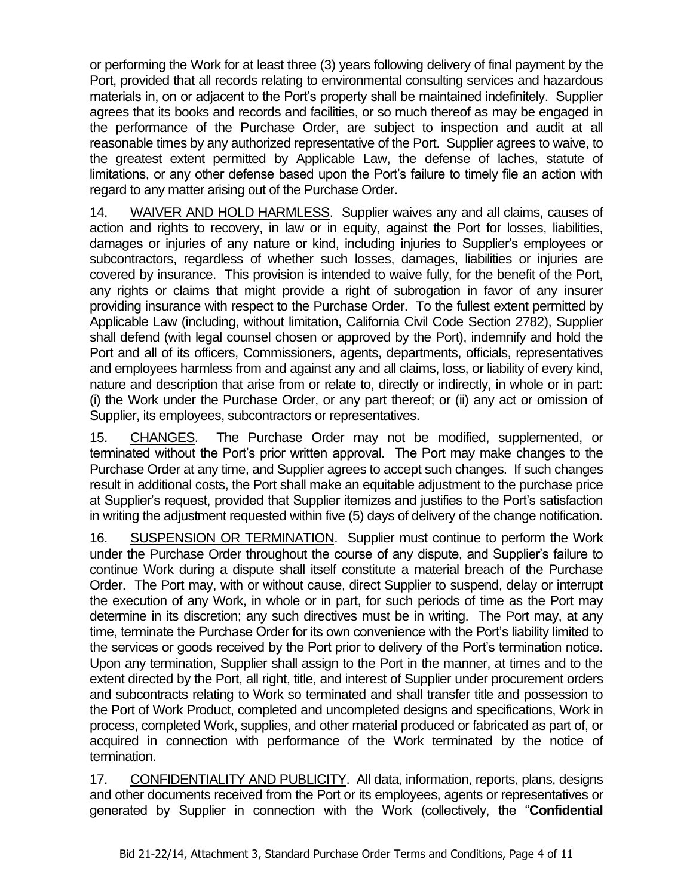or performing the Work for at least three (3) years following delivery of final payment by the Port, provided that all records relating to environmental consulting services and hazardous materials in, on or adjacent to the Port's property shall be maintained indefinitely. Supplier agrees that its books and records and facilities, or so much thereof as may be engaged in the performance of the Purchase Order, are subject to inspection and audit at all reasonable times by any authorized representative of the Port. Supplier agrees to waive, to the greatest extent permitted by Applicable Law, the defense of laches, statute of limitations, or any other defense based upon the Port's failure to timely file an action with regard to any matter arising out of the Purchase Order.

14. <u>WAIVER AND HOLD HARMLESS</u>. Supplier waives any and all claims, causes of action and rights to recovery, in law or in equity, against the Port for losses, liabilities, damages or injuries of any nature or kind, including injuries to Supplier's employees or subcontractors, regardless of whether such losses, damages, liabilities or injuries are covered by insurance. This provision is intended to waive fully, for the benefit of the Port, any rights or claims that might provide a right of subrogation in favor of any insurer providing insurance with respect to the Purchase Order. To the fullest extent permitted by Applicable Law (including, without limitation, California Civil Code Section 2782), Supplier shall defend (with legal counsel chosen or approved by the Port), indemnify and hold the Port and all of its officers, Commissioners, agents, departments, officials, representatives and employees harmless from and against any and all claims, loss, or liability of every kind, nature and description that arise from or relate to, directly or indirectly, in whole or in part: (i) the Work under the Purchase Order, or any part thereof; or (ii) any act or omission of Supplier, its employees, subcontractors or representatives.

15. <u>CHANGES</u>. The Purchase Order may not be modified, supplemented, or terminated without the Port's prior written approval. The Port may make changes to the Purchase Order at any time, and Supplier agrees to accept such changes. If such changes result in additional costs, the Port shall make an equitable adjustment to the purchase price at Supplier's request, provided that Supplier itemizes and justifies to the Port's satisfaction in writing the adjustment requested within five (5) days of delivery of the change notification.

16. <u>SUSPENSION OR TERMINATION</u>. Supplier must continue to perform the Work under the Purchase Order throughout the course of any dispute, and Supplier's failure to continue Work during a dispute shall itself constitute a material breach of the Purchase Order. The Port may, with or without cause, direct Supplier to suspend, delay or interrupt the execution of any Work, in whole or in part, for such periods of time as the Port may determine in its discretion; any such directives must be in writing. The Port may, at any time, terminate the Purchase Order for its own convenience with the Port's liability limited to the services or goods received by the Port prior to delivery of the Port's termination notice. Upon any termination, Supplier shall assign to the Port in the manner, at times and to the extent directed by the Port, all right, title, and interest of Supplier under procurement orders and subcontracts relating to Work so terminated and shall transfer title and possession to the Port of Work Product, completed and uncompleted designs and specifications, Work in process, completed Work, supplies, and other material produced or fabricated as part of, or acquired in connection with performance of the Work terminated by the notice of termination.

17. <u>CONFIDENTIALITY AND PUBLICITY</u>. All data, information, reports, plans, designs and other documents received from the Port or its employees, agents or representatives or generated by Supplier in connection with the Work (collectively, the "**Confidential**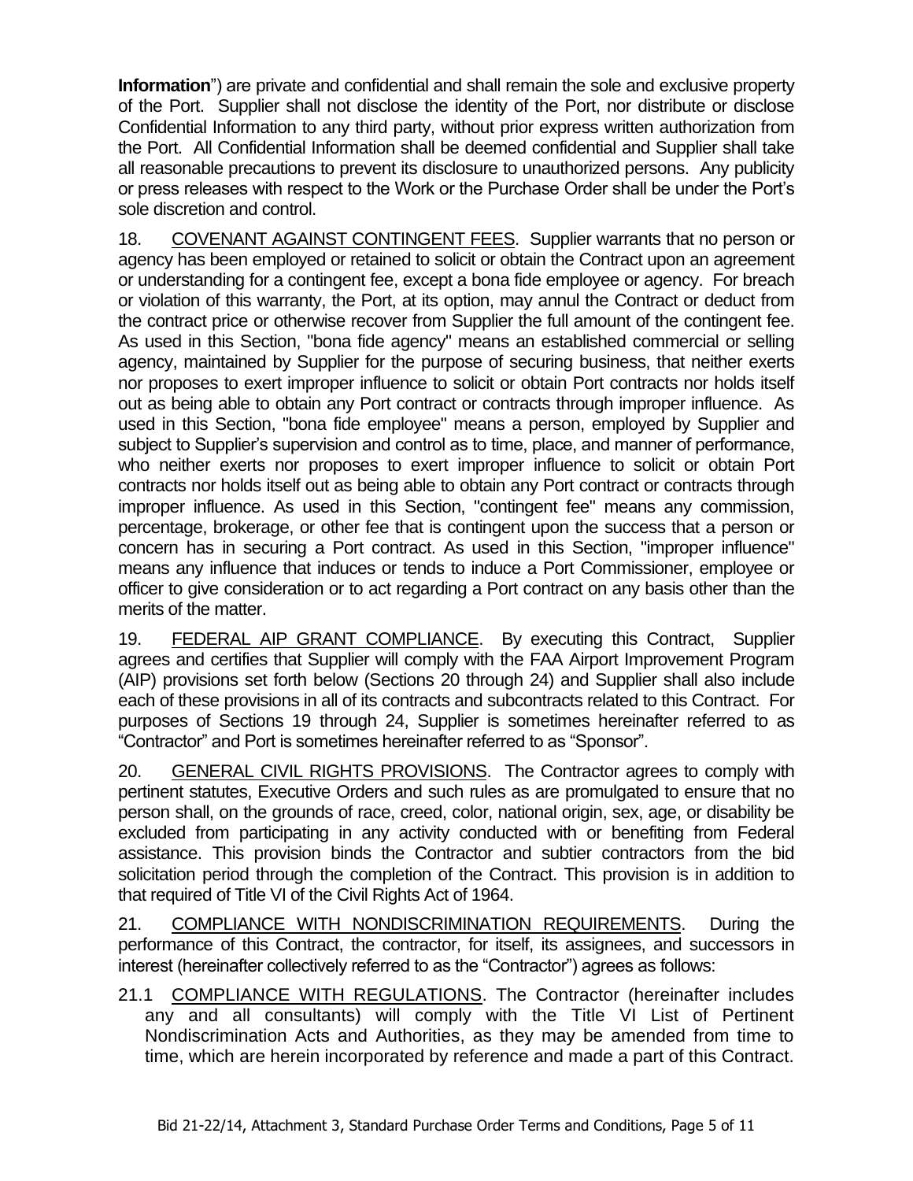**Information**") are private and confidential and shall remain the sole and exclusive property of the Port. Supplier shall not disclose the identity of the Port, nor distribute or disclose Confidential Information to any third party, without prior express written authorization from the Port. All Confidential Information shall be deemed confidential and Supplier shall take all reasonable precautions to prevent its disclosure to unauthorized persons. Any publicity or press releases with respect to the Work or the Purchase Order shall be under the Port's sole discretion and control.

18. COVENANT AGAINST CONTINGENT FEES. Supplier warrants that no person or agency has been employed or retained to solicit or obtain the Contract upon an agreement or understanding for a contingent fee, except a bona fide employee or agency. For breach or violation of this warranty, the Port, at its option, may annul the Contract or deduct from the contract price or otherwise recover from Supplier the full amount of the contingent fee. As used in this Section, "bona fide agency" means an established commercial or selling agency, maintained by Supplier for the purpose of securing business, that neither exerts nor proposes to exert improper influence to solicit or obtain Port contracts nor holds itself out as being able to obtain any Port contract or contracts through improper influence. As used in this Section, "bona fide employee" means a person, employed by Supplier and subject to Supplier's supervision and control as to time, place, and manner of performance, who neither exerts nor proposes to exert improper influence to solicit or obtain Port contracts nor holds itself out as being able to obtain any Port contract or contracts through improper influence. As used in this Section, "contingent fee" means any commission, percentage, brokerage, or other fee that is contingent upon the success that a person or concern has in securing a Port contract. As used in this Section, "improper influence" means any influence that induces or tends to induce a Port Commissioner, employee or officer to give consideration or to act regarding a Port contract on any basis other than the merits of the matter.

19. FEDERAL AIP GRANT COMPLIANCE. By executing this Contract, Supplier agrees and certifies that Supplier will comply with the FAA Airport Improvement Program (AIP) provisions set forth below (Sections 20 through 24) and Supplier shall also include each of these provisions in all of its contracts and subcontracts related to this Contract. For purposes of Sections 19 through 24, Supplier is sometimes hereinafter referred to as "Contractor" and Port is sometimes hereinafter referred to as "Sponsor".

20. GENERAL CIVIL RIGHTS PROVISIONS. The Contractor agrees to comply with pertinent statutes, Executive Orders and such rules as are promulgated to ensure that no person shall, on the grounds of race, creed, color, national origin, sex, age, or disability be excluded from participating in any activity conducted with or benefiting from Federal assistance. This provision binds the Contractor and subtier contractors from the bid solicitation period through the completion of the Contract. This provision is in addition to that required of Title VI of the Civil Rights Act of 1964.

21. COMPLIANCE WITH NONDISCRIMINATION REQUIREMENTS. During the performance of this Contract, the contractor, for itself, its assignees, and successors in interest (hereinafter collectively referred to as the "Contractor") agrees as follows:

21.1 COMPLIANCE WITH REGULATIONS. The Contractor (hereinafter includes any and all consultants) will comply with the Title VI List of Pertinent Nondiscrimination Acts and Authorities, as they may be amended from time to time, which are herein incorporated by reference and made a part of this Contract.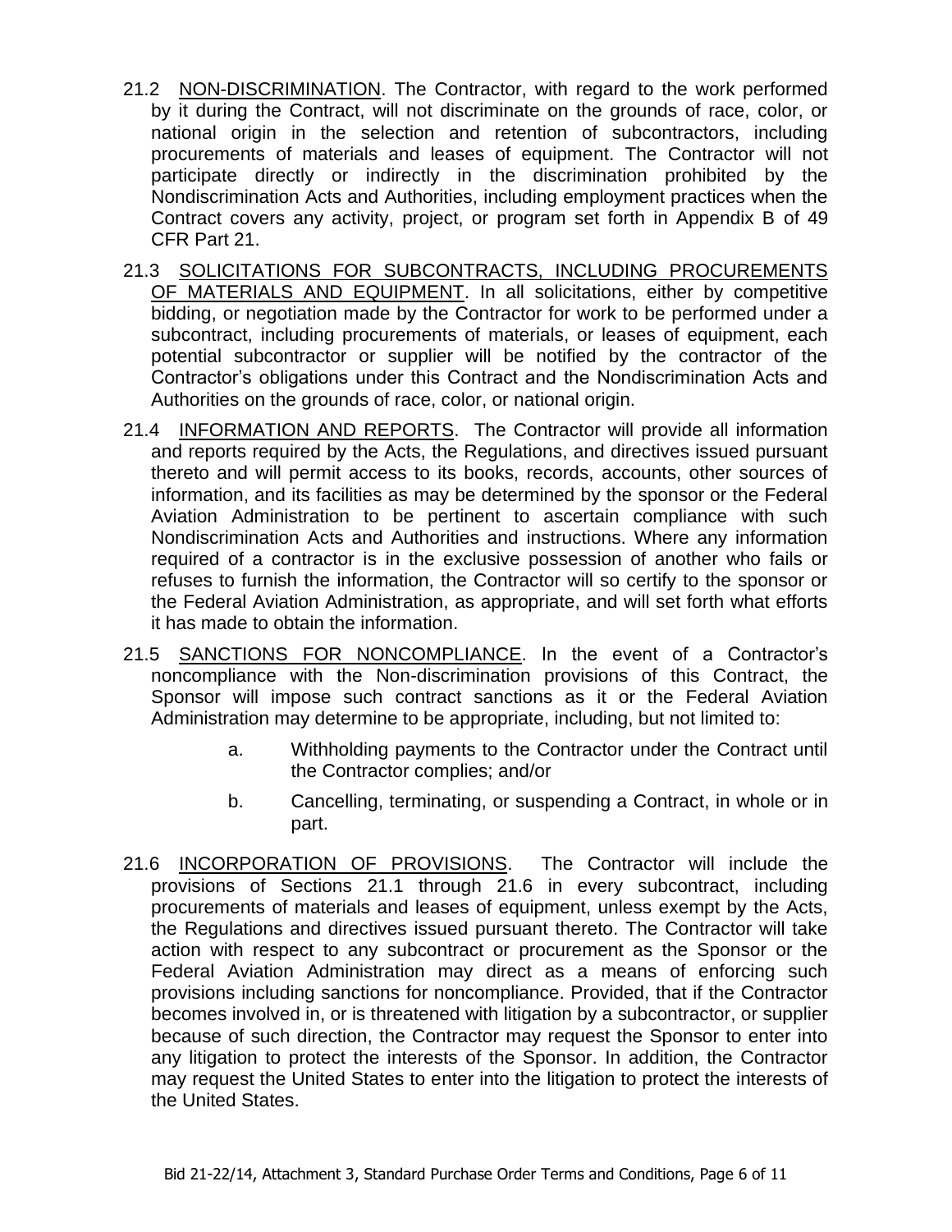21.2 NON-DISCRIMINATION. The Contractor, with regard to the work performed by it during the Contract, will not discriminate on the grounds of race, color, or national origin in the selection and retention of subcontractors, including procurements of materials and leases of equipment. The Contractor will not participate directly or indirectly in the discrimination prohibited by the Nondiscrimination Acts and Authorities, including employment practices when the Contract covers any activity, project, or program set forth in Appendix B of 49 CFR Part 21.

21.3 SOLICITATIONS FOR SUBCONTRACTS, INCLUDING PROCUREMENTS OF MATERIALS AND EQUIPMENT. In all solicitations, either by competitive bidding, or negotiation made by the Contractor for work to be performed under a subcontract, including procurements of materials, or leases of equipment, each potential subcontractor or supplier will be notified by the contractor of the Contractor's obligations under this Contract and the Nondiscrimination Acts and Authorities on the grounds of race, color, or national origin.

21.4 INFORMATION AND REPORTS. The Contractor will provide all information and reports required by the Acts, the Regulations, and directives issued pursuant thereto and will permit access to its books, records, accounts, other sources of information, and its facilities as may be determined by the sponsor or the Federal Aviation Administration to be pertinent to ascertain compliance with such Nondiscrimination Acts and Authorities and instructions. Where any information required of a contractor is in the exclusive possession of another who fails or refuses to furnish the information, the Contractor will so certify to the sponsor or the Federal Aviation Administration, as appropriate, and will set forth what efforts it has made to obtain the information.

21.5 SANCTIONS FOR NONCOMPLIANCE. In the event of a Contractor's noncompliance with the Non-discrimination provisions of this Contract, the Sponsor will impose such contract sanctions as it or the Federal Aviation Administration may determine to be appropriate, including, but not limited to:

a. Withholding payments to the Contractor under the Contract until the Contractor complies; and/or

b. Cancelling, terminating, or suspending a Contract, in whole or in part.

21.6 INCORPORATION OF PROVISIONS. The Contractor will include the provisions of Sections 21.1 through 21.6 in every subcontract, including procurements of materials and leases of equipment, unless exempt by the Acts, the Regulations and directives issued pursuant thereto. The Contractor will take action with respect to any subcontract or procurement as the Sponsor or the Federal Aviation Administration may direct as a means of enforcing such provisions including sanctions for noncompliance. Provided, that if the Contractor becomes involved in, or is threatened with litigation by a subcontractor, or supplier because of such direction, the Contractor may request the Sponsor to enter into any litigation to protect the interests of the Sponsor. In addition, the Contractor may request the United States to enter into the litigation to protect the interests of the United States.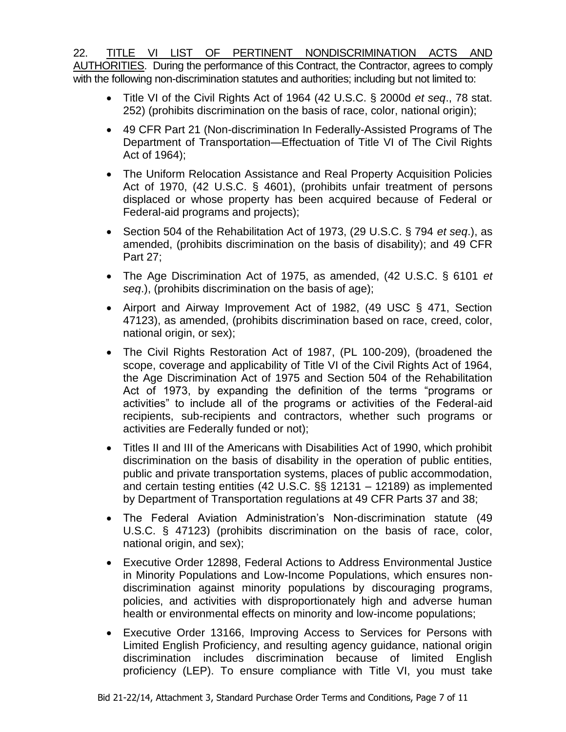22. <u>TITLE VI LIST OF PERTINENT NONDISCRIMINATION ACTS AND AUTHORITIES</u>. During the performance of this Contract, the Contractor, agrees to comply with the following non-discrimination statutes and authorities; including but not limited to:

- Title VI of the Civil Rights Act of 1964 (42 U.S.C. § 2000d *et seq*., 78 stat. 252) (prohibits discrimination on the basis of race, color, national origin);
- 49 CFR Part 21 (Non-discrimination In Federally-Assisted Programs of The Department of Transportation—Effectuation of Title VI of The Civil Rights Act of 1964);
- The Uniform Relocation Assistance and Real Property Acquisition Policies Act of 1970, (42 U.S.C. § 4601), (prohibits unfair treatment of persons displaced or whose property has been acquired because of Federal or Federal-aid programs and projects);
- Section 504 of the Rehabilitation Act of 1973, (29 U.S.C. § 794 *et seq*.), as amended, (prohibits discrimination on the basis of disability); and 49 CFR Part 27;
- The Age Discrimination Act of 1975, as amended, (42 U.S.C. § 6101 *et seq*.), (prohibits discrimination on the basis of age);
- Airport and Airway Improvement Act of 1982, (49 USC § 471, Section 47123), as amended, (prohibits discrimination based on race, creed, color, national origin, or sex);
- The Civil Rights Restoration Act of 1987, (PL 100-209), (broadened the scope, coverage and applicability of Title VI of the Civil Rights Act of 1964, the Age Discrimination Act of 1975 and Section 504 of the Rehabilitation Act of 1973, by expanding the definition of the terms "programs or activities" to include all of the programs or activities of the Federal-aid recipients, sub-recipients and contractors, whether such programs or activities are Federally funded or not);
- Titles II and III of the Americans with Disabilities Act of 1990, which prohibit discrimination on the basis of disability in the operation of public entities, public and private transportation systems, places of public accommodation, and certain testing entities (42 U.S.C. §§ 12131 – 12189) as implemented by Department of Transportation regulations at 49 CFR Parts 37 and 38;
- The Federal Aviation Administration's Non-discrimination statute (49 U.S.C. § 47123) (prohibits discrimination on the basis of race, color, national origin, and sex);
- Executive Order 12898, Federal Actions to Address Environmental Justice in Minority Populations and Low-Income Populations, which ensures non-discrimination against minority populations by discouraging programs, policies, and activities with disproportionately high and adverse human health or environmental effects on minority and low-income populations;
- Executive Order 13166, Improving Access to Services for Persons with Limited English Proficiency, and resulting agency guidance, national origin discrimination includes discrimination because of limited English proficiency (LEP). To ensure compliance with Title VI, you must take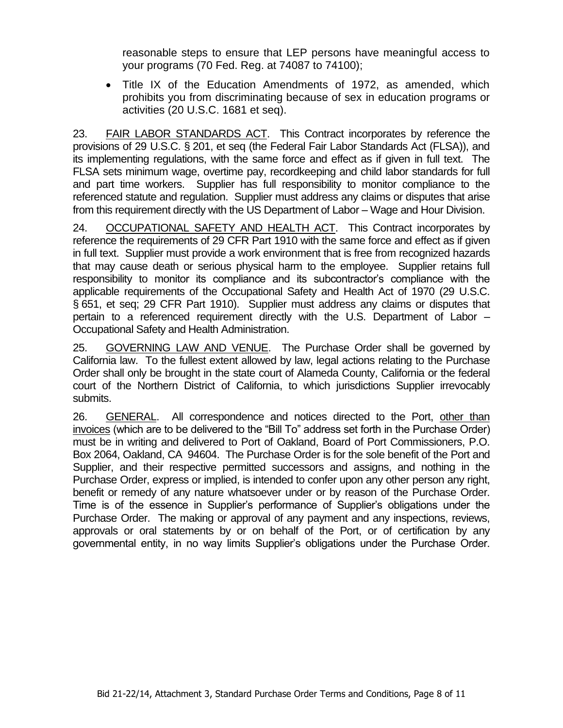reasonable steps to ensure that LEP persons have meaningful access to your programs (70 Fed. Reg. at 74087 to 74100);

- Title IX of the Education Amendments of 1972, as amended, which prohibits you from discriminating because of sex in education programs or activities (20 U.S.C. 1681 et seq).

23. FAIR LABOR STANDARDS ACT. This Contract incorporates by reference the provisions of 29 U.S.C. § 201, et seq (the Federal Fair Labor Standards Act (FLSA)), and its implementing regulations, with the same force and effect as if given in full text. The FLSA sets minimum wage, overtime pay, recordkeeping and child labor standards for full and part time workers. Supplier has full responsibility to monitor compliance to the referenced statute and regulation. Supplier must address any claims or disputes that arise from this requirement directly with the US Department of Labor – Wage and Hour Division.

24. OCCUPATIONAL SAFETY AND HEALTH ACT. This Contract incorporates by reference the requirements of 29 CFR Part 1910 with the same force and effect as if given in full text. Supplier must provide a work environment that is free from recognized hazards that may cause death or serious physical harm to the employee. Supplier retains full responsibility to monitor its compliance and its subcontractor's compliance with the applicable requirements of the Occupational Safety and Health Act of 1970 (29 U.S.C. § 651, et seq; 29 CFR Part 1910). Supplier must address any claims or disputes that pertain to a referenced requirement directly with the U.S. Department of Labor – Occupational Safety and Health Administration.

25. GOVERNING LAW AND VENUE. The Purchase Order shall be governed by California law. To the fullest extent allowed by law, legal actions relating to the Purchase Order shall only be brought in the state court of Alameda County, California or the federal court of the Northern District of California, to which jurisdictions Supplier irrevocably submits.

26. GENERAL. All correspondence and notices directed to the Port, other than invoices (which are to be delivered to the "Bill To" address set forth in the Purchase Order) must be in writing and delivered to Port of Oakland, Board of Port Commissioners, P.O. Box 2064, Oakland, CA 94604. The Purchase Order is for the sole benefit of the Port and Supplier, and their respective permitted successors and assigns, and nothing in the Purchase Order, express or implied, is intended to confer upon any other person any right, benefit or remedy of any nature whatsoever under or by reason of the Purchase Order. Time is of the essence in Supplier's performance of Supplier's obligations under the Purchase Order. The making or approval of any payment and any inspections, reviews, approvals or oral statements by or on behalf of the Port, or of certification by any governmental entity, in no way limits Supplier's obligations under the Purchase Order.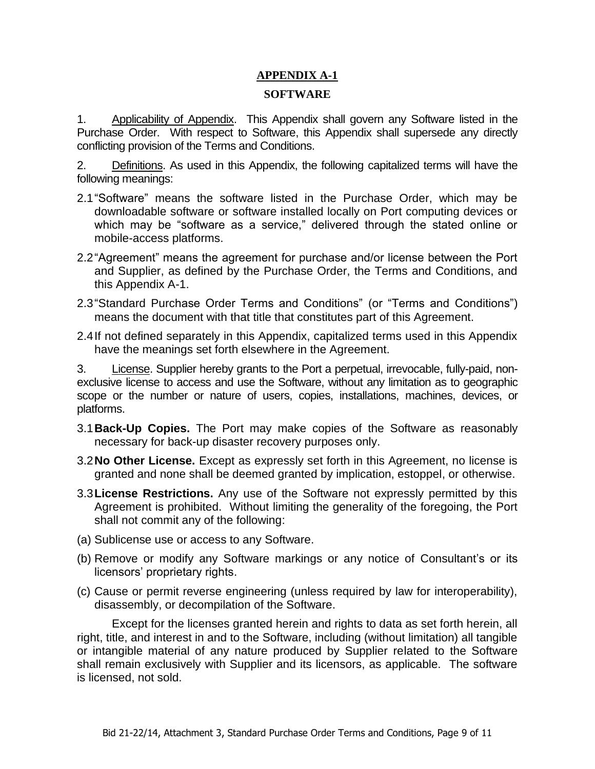# APPENDIX A-1

## SOFTWARE

1. Applicability of Appendix. This Appendix shall govern any Software listed in the Purchase Order. With respect to Software, this Appendix shall supersede any directly conflicting provision of the Terms and Conditions.

2. Definitions. As used in this Appendix, the following capitalized terms will have the following meanings:

2.1 "Software" means the software listed in the Purchase Order, which may be downloadable software or software installed locally on Port computing devices or which may be "software as a service," delivered through the stated online or mobile-access platforms.

2.2 "Agreement" means the agreement for purchase and/or license between the Port and Supplier, as defined by the Purchase Order, the Terms and Conditions, and this Appendix A-1.

2.3 "Standard Purchase Order Terms and Conditions" (or "Terms and Conditions") means the document with that title that constitutes part of this Agreement.

2.4 If not defined separately in this Appendix, capitalized terms used in this Appendix have the meanings set forth elsewhere in the Agreement.

3. License. Supplier hereby grants to the Port a perpetual, irrevocable, fully-paid, non-exclusive license to access and use the Software, without any limitation as to geographic scope or the number or nature of users, copies, installations, machines, devices, or platforms.

3.1 **Back-Up Copies.** The Port may make copies of the Software as reasonably necessary for back-up disaster recovery purposes only.

3.2 **No Other License.** Except as expressly set forth in this Agreement, no license is granted and none shall be deemed granted by implication, estoppel, or otherwise.

3.3 **License Restrictions.** Any use of the Software not expressly permitted by this Agreement is prohibited. Without limiting the generality of the foregoing, the Port shall not commit any of the following:

(a) Sublicense use or access to any Software.

(b) Remove or modify any Software markings or any notice of Consultant's or its licensors' proprietary rights.

(c) Cause or permit reverse engineering (unless required by law for interoperability), disassembly, or decompilation of the Software.

Except for the licenses granted herein and rights to data as set forth herein, all right, title, and interest in and to the Software, including (without limitation) all tangible or intangible material of any nature produced by Supplier related to the Software shall remain exclusively with Supplier and its licensors, as applicable. The software is licensed, not sold.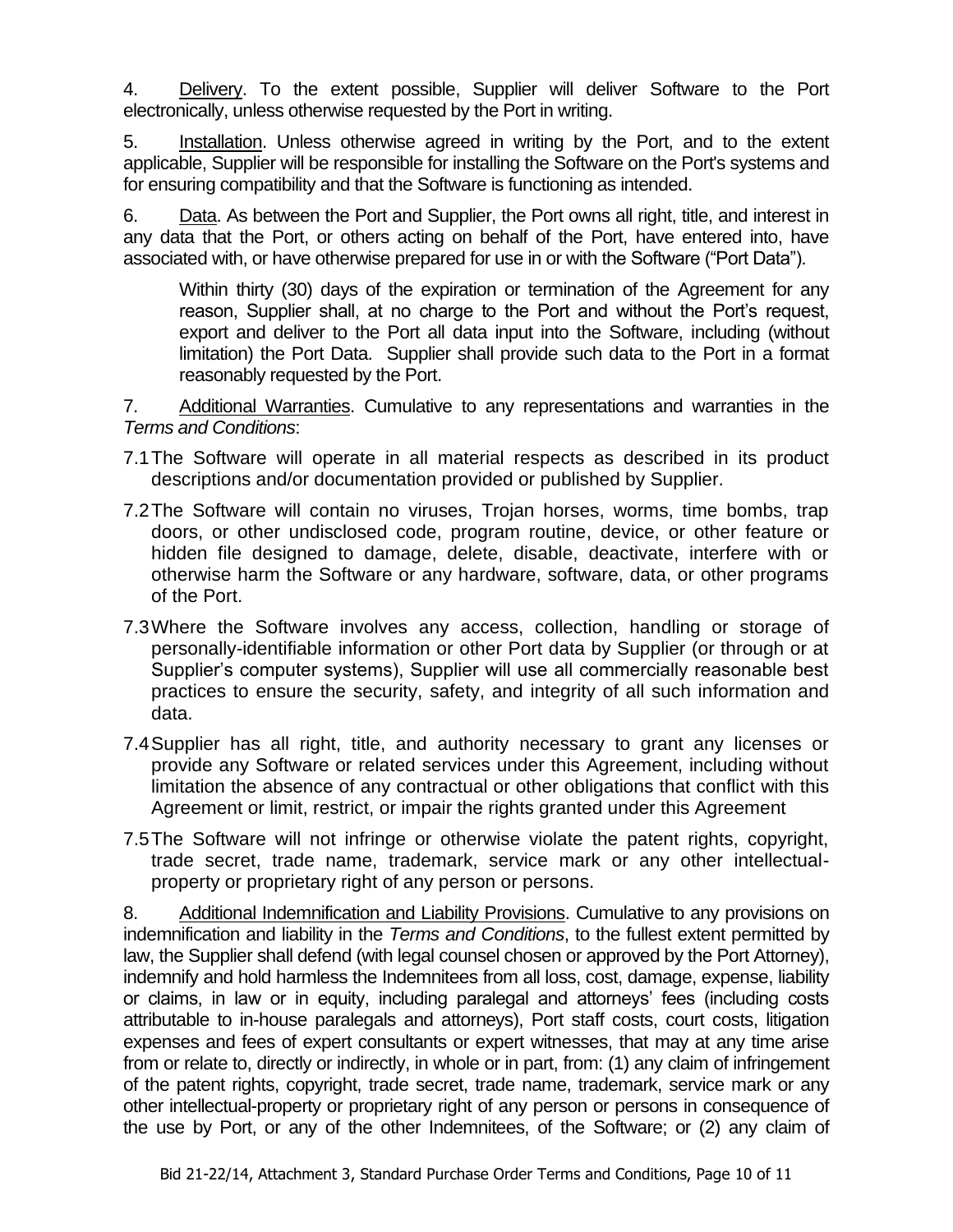4. Delivery. To the extent possible, Supplier will deliver Software to the Port electronically, unless otherwise requested by the Port in writing.

5. Installation. Unless otherwise agreed in writing by the Port, and to the extent applicable, Supplier will be responsible for installing the Software on the Port's systems and for ensuring compatibility and that the Software is functioning as intended.

6. Data. As between the Port and Supplier, the Port owns all right, title, and interest in any data that the Port, or others acting on behalf of the Port, have entered into, have associated with, or have otherwise prepared for use in or with the Software ("Port Data").

Within thirty (30) days of the expiration or termination of the Agreement for any reason, Supplier shall, at no charge to the Port and without the Port's request, export and deliver to the Port all data input into the Software, including (without limitation) the Port Data. Supplier shall provide such data to the Port in a format reasonably requested by the Port.

7. Additional Warranties. Cumulative to any representations and warranties in the *Terms and Conditions*:

7.1 The Software will operate in all material respects as described in its product descriptions and/or documentation provided or published by Supplier.

7.2 The Software will contain no viruses, Trojan horses, worms, time bombs, trap doors, or other undisclosed code, program routine, device, or other feature or hidden file designed to damage, delete, disable, deactivate, interfere with or otherwise harm the Software or any hardware, software, data, or other programs of the Port.

7.3 Where the Software involves any access, collection, handling or storage of personally-identifiable information or other Port data by Supplier (or through or at Supplier's computer systems), Supplier will use all commercially reasonable best practices to ensure the security, safety, and integrity of all such information and data.

7.4 Supplier has all right, title, and authority necessary to grant any licenses or provide any Software or related services under this Agreement, including without limitation the absence of any contractual or other obligations that conflict with this Agreement or limit, restrict, or impair the rights granted under this Agreement

7.5 The Software will not infringe or otherwise violate the patent rights, copyright, trade secret, trade name, trademark, service mark or any other intellectual-property or proprietary right of any person or persons.

8. Additional Indemnification and Liability Provisions. Cumulative to any provisions on indemnification and liability in the *Terms and Conditions*, to the fullest extent permitted by law, the Supplier shall defend (with legal counsel chosen or approved by the Port Attorney), indemnify and hold harmless the Indemnitees from all loss, cost, damage, expense, liability or claims, in law or in equity, including paralegal and attorneys' fees (including costs attributable to in-house paralegals and attorneys), Port staff costs, court costs, litigation expenses and fees of expert consultants or expert witnesses, that may at any time arise from or relate to, directly or indirectly, in whole or in part, from: (1) any claim of infringement of the patent rights, copyright, trade secret, trade name, trademark, service mark or any other intellectual-property or proprietary right of any person or persons in consequence of the use by Port, or any of the other Indemnitees, of the Software; or (2) any claim of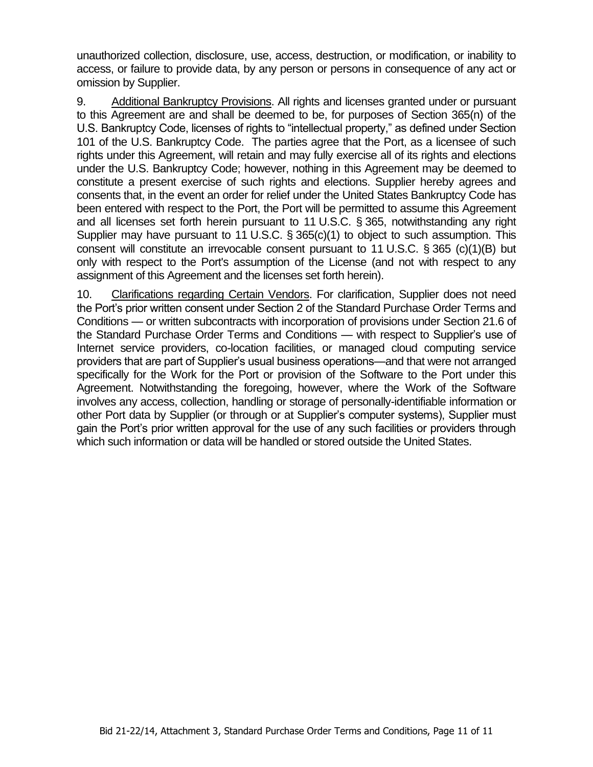unauthorized collection, disclosure, use, access, destruction, or modification, or inability to access, or failure to provide data, by any person or persons in consequence of any act or omission by Supplier.

9. Additional Bankruptcy Provisions. All rights and licenses granted under or pursuant to this Agreement are and shall be deemed to be, for purposes of Section 365(n) of the U.S. Bankruptcy Code, licenses of rights to "intellectual property," as defined under Section 101 of the U.S. Bankruptcy Code. The parties agree that the Port, as a licensee of such rights under this Agreement, will retain and may fully exercise all of its rights and elections under the U.S. Bankruptcy Code; however, nothing in this Agreement may be deemed to constitute a present exercise of such rights and elections. Supplier hereby agrees and consents that, in the event an order for relief under the United States Bankruptcy Code has been entered with respect to the Port, the Port will be permitted to assume this Agreement and all licenses set forth herein pursuant to 11 U.S.C. § 365, notwithstanding any right Supplier may have pursuant to 11 U.S.C. § 365(c)(1) to object to such assumption. This consent will constitute an irrevocable consent pursuant to 11 U.S.C. § 365 (c)(1)(B) but only with respect to the Port's assumption of the License (and not with respect to any assignment of this Agreement and the licenses set forth herein).

10. Clarifications regarding Certain Vendors. For clarification, Supplier does not need the Port's prior written consent under Section 2 of the Standard Purchase Order Terms and Conditions — or written subcontracts with incorporation of provisions under Section 21.6 of the Standard Purchase Order Terms and Conditions — with respect to Supplier's use of Internet service providers, co-location facilities, or managed cloud computing service providers that are part of Supplier's usual business operations—and that were not arranged specifically for the Work for the Port or provision of the Software to the Port under this Agreement. Notwithstanding the foregoing, however, where the Work of the Software involves any access, collection, handling or storage of personally-identifiable information or other Port data by Supplier (or through or at Supplier's computer systems), Supplier must gain the Port's prior written approval for the use of any such facilities or providers through which such information or data will be handled or stored outside the United States.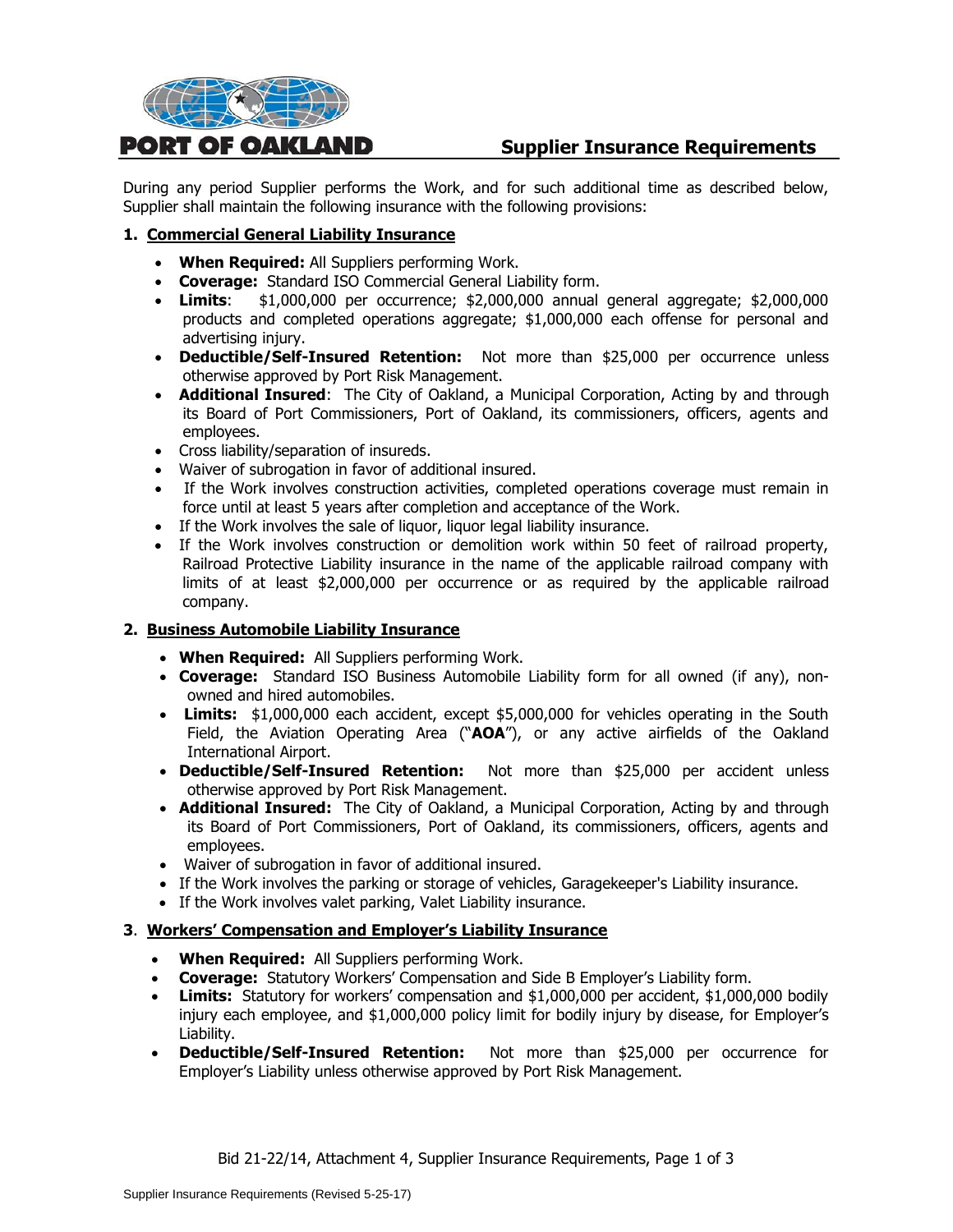# PORT OF OAKLAND

## Supplier Insurance Requirements

During any period Supplier performs the Work, and for such additional time as described below, Supplier shall maintain the following insurance with the following provisions:

### 1. Commercial General Liability Insurance

- **When Required:** All Suppliers performing Work.
- **Coverage:** Standard ISO Commercial General Liability form.
- **Limits**: $1,000,000 per occurrence; $2,000,000 annual general aggregate; $2,000,000 products and completed operations aggregate; $1,000,000 each offense for personal and advertising injury.
- **Deductible/Self-Insured Retention:** Not more than $25,000 per occurrence unless otherwise approved by Port Risk Management.
- **Additional Insured**: The City of Oakland, a Municipal Corporation, Acting by and through its Board of Port Commissioners, Port of Oakland, its commissioners, officers, agents and employees.
- Cross liability/separation of insureds.
- Waiver of subrogation in favor of additional insured.
- If the Work involves construction activities, completed operations coverage must remain in force until at least 5 years after completion and acceptance of the Work.
- If the Work involves the sale of liquor, liquor legal liability insurance.
- If the Work involves construction or demolition work within 50 feet of railroad property, Railroad Protective Liability insurance in the name of the applicable railroad company with limits of at least $2,000,000 per occurrence or as required by the applicable railroad company.

### 2. Business Automobile Liability Insurance

- **When Required:** All Suppliers performing Work.
- **Coverage:** Standard ISO Business Automobile Liability form for all owned (if any), non-owned and hired automobiles.
- **Limits:** $1,000,000 each accident, except $5,000,000 for vehicles operating in the South Field, the Aviation Operating Area ("**AOA**"), or any active airfields of the Oakland International Airport.
- **Deductible/Self-Insured Retention:** Not more than $25,000 per accident unless otherwise approved by Port Risk Management.
- **Additional Insured:** The City of Oakland, a Municipal Corporation, Acting by and through its Board of Port Commissioners, Port of Oakland, its commissioners, officers, agents and employees.
- Waiver of subrogation in favor of additional insured.
- If the Work involves the parking or storage of vehicles, Garagekeeper's Liability insurance.
- If the Work involves valet parking, Valet Liability insurance.

### 3. Workers' Compensation and Employer's Liability Insurance

- **When Required:** All Suppliers performing Work.
- **Coverage:** Statutory Workers' Compensation and Side B Employer's Liability form.
- **Limits:** Statutory for workers' compensation and $1,000,000 per accident, $1,000,000 bodily injury each employee, and $1,000,000 policy limit for bodily injury by disease, for Employer's Liability.
- **Deductible/Self-Insured Retention:** Not more than $25,000 per occurrence for Employer's Liability unless otherwise approved by Port Risk Management.

Bid 21-22/14, Attachment 4, Supplier Insurance Requirements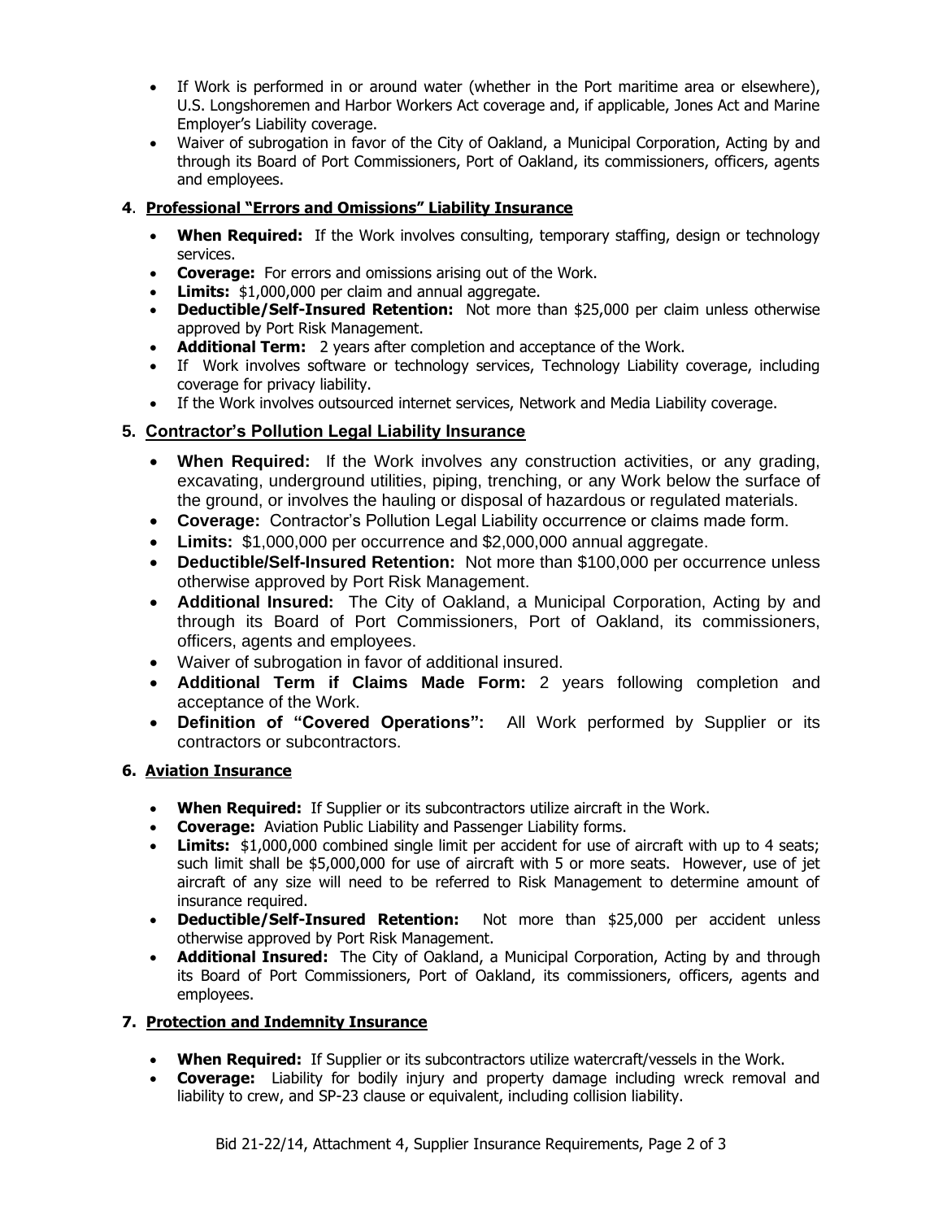- If Work is performed in or around water (whether in the Port maritime area or elsewhere), U.S. Longshoremen and Harbor Workers Act coverage and, if applicable, Jones Act and Marine Employer's Liability coverage.
- Waiver of subrogation in favor of the City of Oakland, a Municipal Corporation, Acting by and through its Board of Port Commissioners, Port of Oakland, its commissioners, officers, agents and employees.

### 4. Professional "Errors and Omissions" Liability Insurance

- **When Required:** If the Work involves consulting, temporary staffing, design or technology services.
- **Coverage:** For errors and omissions arising out of the Work.
- **Limits:** $1,000,000 per claim and annual aggregate.
- **Deductible/Self-Insured Retention:** Not more than $25,000 per claim unless otherwise approved by Port Risk Management.
- **Additional Term:** 2 years after completion and acceptance of the Work.
- If Work involves software or technology services, Technology Liability coverage, including coverage for privacy liability.
- If the Work involves outsourced internet services, Network and Media Liability coverage.

### 5. Contractor's Pollution Legal Liability Insurance

- **When Required:** If the Work involves any construction activities, or any grading, excavating, underground utilities, piping, trenching, or any Work below the surface of the ground, or involves the hauling or disposal of hazardous or regulated materials.
- **Coverage:** Contractor's Pollution Legal Liability occurrence or claims made form.
- **Limits:** $1,000,000 per occurrence and $2,000,000 annual aggregate.
- **Deductible/Self-Insured Retention:** Not more than $100,000 per occurrence unless otherwise approved by Port Risk Management.
- **Additional Insured:** The City of Oakland, a Municipal Corporation, Acting by and through its Board of Port Commissioners, Port of Oakland, its commissioners, officers, agents and employees.
- Waiver of subrogation in favor of additional insured.
- **Additional Term if Claims Made Form:** 2 years following completion and acceptance of the Work.
- **Definition of "Covered Operations":** All Work performed by Supplier or its contractors or subcontractors.

### 6. Aviation Insurance

- **When Required:** If Supplier or its subcontractors utilize aircraft in the Work.
- **Coverage:** Aviation Public Liability and Passenger Liability forms.
- **Limits:** $1,000,000 combined single limit per accident for use of aircraft with up to 4 seats; such limit shall be $5,000,000 for use of aircraft with 5 or more seats. However, use of jet aircraft of any size will need to be referred to Risk Management to determine amount of insurance required.
- **Deductible/Self-Insured Retention:** Not more than $25,000 per accident unless otherwise approved by Port Risk Management.
- **Additional Insured:** The City of Oakland, a Municipal Corporation, Acting by and through its Board of Port Commissioners, Port of Oakland, its commissioners, officers, agents and employees.

### 7. Protection and Indemnity Insurance

- **When Required:** If Supplier or its subcontractors utilize watercraft/vessels in the Work.
- **Coverage:** Liability for bodily injury and property damage including wreck removal and liability to crew, and SP-23 clause or equivalent, including collision liability.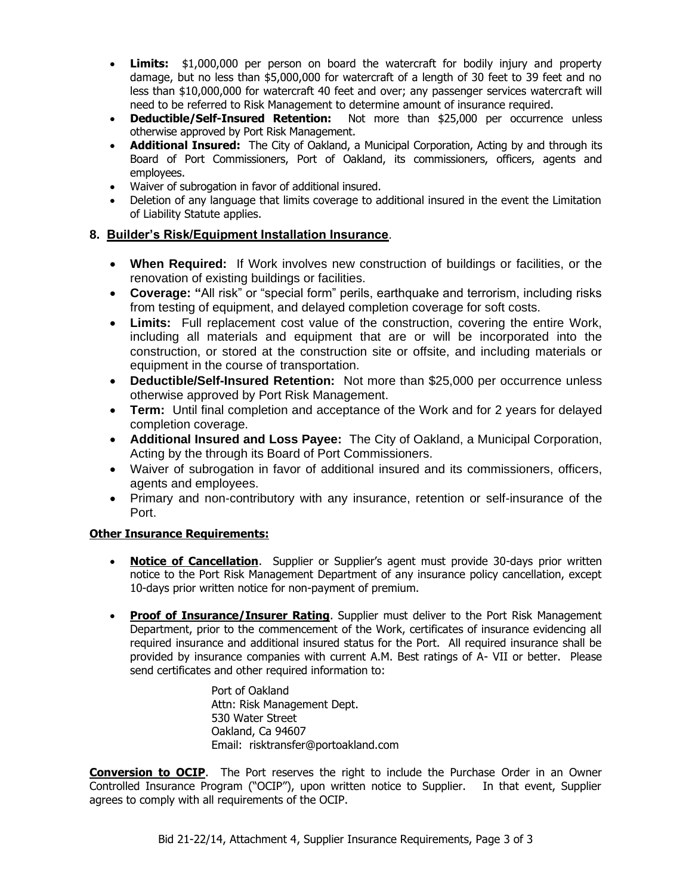- **Limits:** $1,000,000 per person on board the watercraft for bodily injury and property damage, but no less than $5,000,000 for watercraft of a length of 30 feet to 39 feet and no less than $10,000,000 for watercraft 40 feet and over; any passenger services watercraft will need to be referred to Risk Management to determine amount of insurance required.
- **Deductible/Self-Insured Retention:** Not more than $25,000 per occurrence unless otherwise approved by Port Risk Management.
- **Additional Insured:** The City of Oakland, a Municipal Corporation, Acting by and through its Board of Port Commissioners, Port of Oakland, its commissioners, officers, agents and employees.
- Waiver of subrogation in favor of additional insured.
- Deletion of any language that limits coverage to additional insured in the event the Limitation of Liability Statute applies.

## 8. Builder's Risk/Equipment Installation Insurance.

- **When Required:** If Work involves new construction of buildings or facilities, or the renovation of existing buildings or facilities.
- **Coverage: "**All risk" or "special form" perils, earthquake and terrorism, including risks from testing of equipment, and delayed completion coverage for soft costs.
- **Limits:** Full replacement cost value of the construction, covering the entire Work, including all materials and equipment that are or will be incorporated into the construction, or stored at the construction site or offsite, and including materials or equipment in the course of transportation.
- **Deductible/Self-Insured Retention:** Not more than $25,000 per occurrence unless otherwise approved by Port Risk Management.
- **Term:** Until final completion and acceptance of the Work and for 2 years for delayed completion coverage.
- **Additional Insured and Loss Payee:** The City of Oakland, a Municipal Corporation, Acting by the through its Board of Port Commissioners.
- Waiver of subrogation in favor of additional insured and its commissioners, officers, agents and employees.
- Primary and non-contributory with any insurance, retention or self-insurance of the Port.

**Other Insurance Requirements:**

- **Notice of Cancellation**. Supplier or Supplier's agent must provide 30-days prior written notice to the Port Risk Management Department of any insurance policy cancellation, except 10-days prior written notice for non-payment of premium.

- **Proof of Insurance/Insurer Rating**. Supplier must deliver to the Port Risk Management Department, prior to the commencement of the Work, certificates of insurance evidencing all required insurance and additional insured status for the Port. All required insurance shall be provided by insurance companies with current A.M. Best ratings of A- VII or better. Please send certificates and other required information to:

  Port of Oakland
  Attn: Risk Management Dept.
  530 Water Street
  Oakland, Ca 94607
  Email: risktransfer@portoakland.com

**Conversion to OCIP**. The Port reserves the right to include the Purchase Order in an Owner Controlled Insurance Program ("OCIP"), upon written notice to Supplier. In that event, Supplier agrees to comply with all requirements of the OCIP.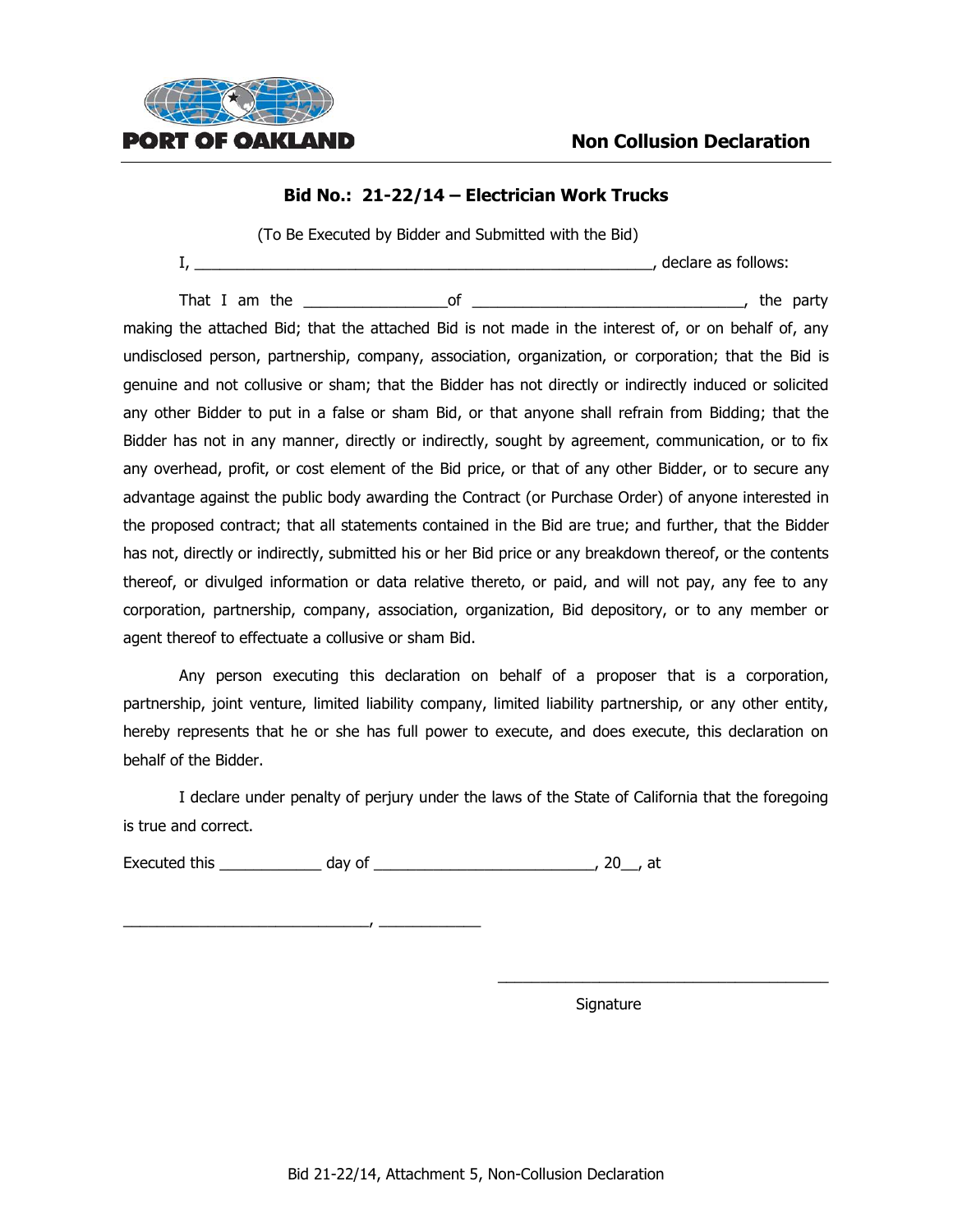PORT OF OAKLAND

# Non Collusion Declaration

## Bid No.: 21-22/14 – Electrician Work Trucks

(To Be Executed by Bidder and Submitted with the Bid)

I, _______________________________________________________, declare as follows:

That I am the _________________of _______________________________, the party making the attached Bid; that the attached Bid is not made in the interest of, or on behalf of, any undisclosed person, partnership, company, association, organization, or corporation; that the Bid is genuine and not collusive or sham; that the Bidder has not directly or indirectly induced or solicited any other Bidder to put in a false or sham Bid, or that anyone shall refrain from Bidding; that the Bidder has not in any manner, directly or indirectly, sought by agreement, communication, or to fix any overhead, profit, or cost element of the Bid price, or that of any other Bidder, or to secure any advantage against the public body awarding the Contract (or Purchase Order) of anyone interested in the proposed contract; that all statements contained in the Bid are true; and further, that the Bidder has not, directly or indirectly, submitted his or her Bid price or any breakdown thereof, or the contents thereof, or divulged information or data relative thereto, or paid, and will not pay, any fee to any corporation, partnership, company, association, organization, Bid depository, or to any member or agent thereof to effectuate a collusive or sham Bid.

Any person executing this declaration on behalf of a proposer that is a corporation, partnership, joint venture, limited liability company, limited liability partnership, or any other entity, hereby represents that he or she has full power to execute, and does execute, this declaration on behalf of the Bidder.

I declare under penalty of perjury under the laws of the State of California that the foregoing is true and correct.

Executed this ____________ day of __________________________, 20__, at

_____________________________, ____________

________________________________________

Signature

Bid 21-22/14, Attachment 5, Non-Collusion Declaration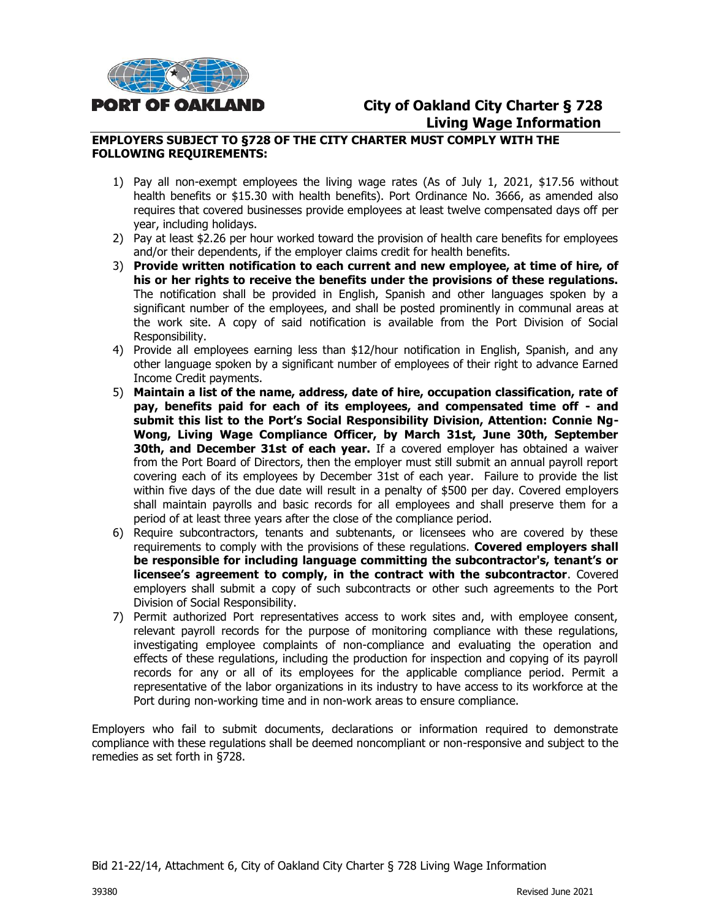PORT OF OAKLAND

# City of Oakland City Charter § 728 Living Wage Information

**EMPLOYERS SUBJECT TO §728 OF THE CITY CHARTER MUST COMPLY WITH THE FOLLOWING REQUIREMENTS:**

1) Pay all non-exempt employees the living wage rates (As of July 1, 2021, $17.56 without health benefits or $15.30 with health benefits). Port Ordinance No. 3666, as amended also requires that covered businesses provide employees at least twelve compensated days off per year, including holidays.
2) Pay at least $2.26 per hour worked toward the provision of health care benefits for employees and/or their dependents, if the employer claims credit for health benefits.
3) **Provide written notification to each current and new employee, at time of hire, of his or her rights to receive the benefits under the provisions of these regulations.** The notification shall be provided in English, Spanish and other languages spoken by a significant number of the employees, and shall be posted prominently in communal areas at the work site. A copy of said notification is available from the Port Division of Social Responsibility.
4) Provide all employees earning less than $12/hour notification in English, Spanish, and any other language spoken by a significant number of employees of their right to advance Earned Income Credit payments.
5) **Maintain a list of the name, address, date of hire, occupation classification, rate of pay, benefits paid for each of its employees, and compensated time off - and submit this list to the Port's Social Responsibility Division, Attention: Connie Ng-Wong, Living Wage Compliance Officer, by March 31st, June 30th, September 30th, and December 31st of each year.** If a covered employer has obtained a waiver from the Port Board of Directors, then the employer must still submit an annual payroll report covering each of its employees by December 31st of each year. Failure to provide the list within five days of the due date will result in a penalty of $500 per day. Covered employers shall maintain payrolls and basic records for all employees and shall preserve them for a period of at least three years after the close of the compliance period.
6) Require subcontractors, tenants and subtenants, or licensees who are covered by these requirements to comply with the provisions of these regulations. **Covered employers shall be responsible for including language committing the subcontractor's, tenant's or licensee's agreement to comply, in the contract with the subcontractor**. Covered employers shall submit a copy of such subcontracts or other such agreements to the Port Division of Social Responsibility.
7) Permit authorized Port representatives access to work sites and, with employee consent, relevant payroll records for the purpose of monitoring compliance with these regulations, investigating employee complaints of non-compliance and evaluating the operation and effects of these regulations, including the production for inspection and copying of its payroll records for any or all of its employees for the applicable compliance period. Permit a representative of the labor organizations in its industry to have access to its workforce at the Port during non-working time and in non-work areas to ensure compliance.

Employers who fail to submit documents, declarations or information required to demonstrate compliance with these regulations shall be deemed noncompliant or non-responsive and subject to the remedies as set forth in §728.

Bid 21-22/14, Attachment 6, City of Oakland City Charter § 728 Living Wage Information

39380 Revised June 2021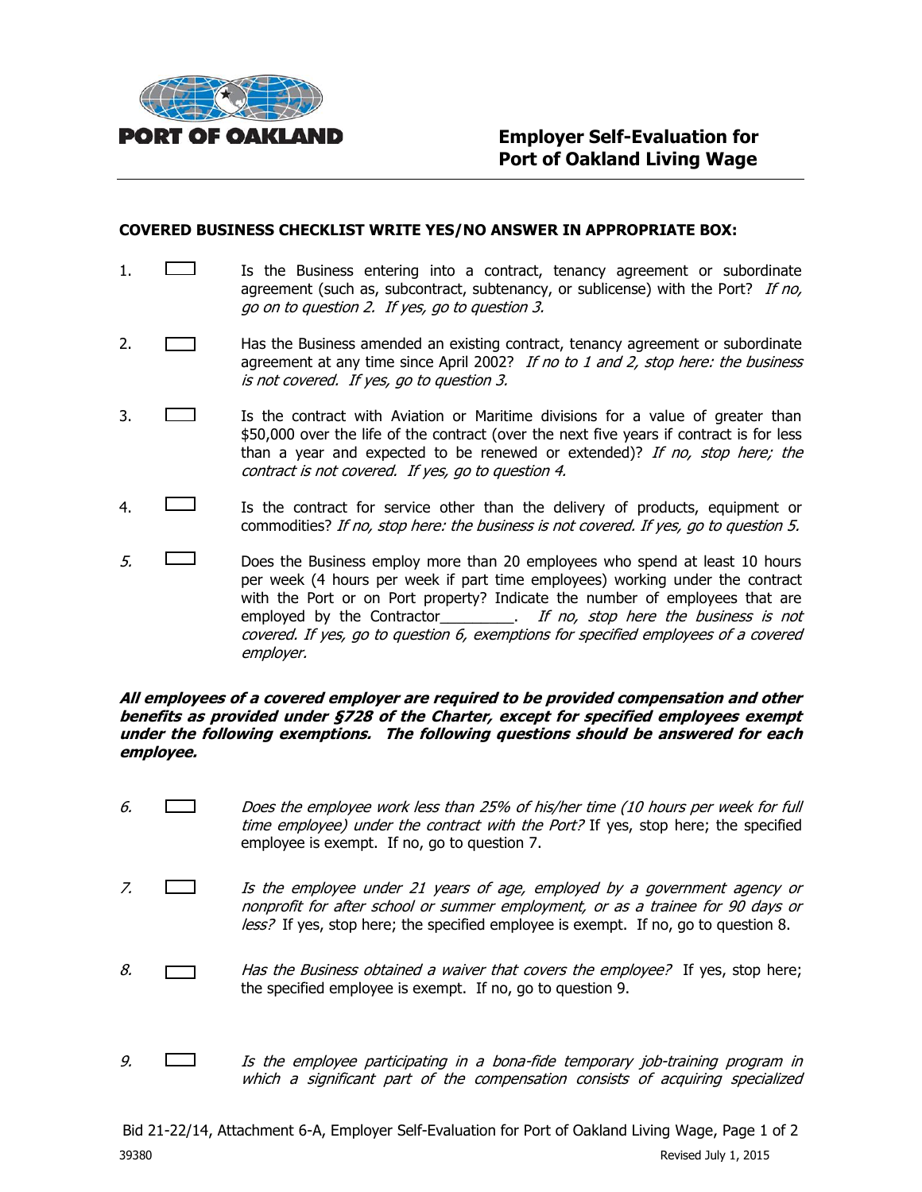**PORT OF OAKLAND**

# Employer Self-Evaluation for Port of Oakland Living Wage

**COVERED BUSINESS CHECKLIST WRITE YES/NO ANSWER IN APPROPRIATE BOX:**

1. ☐ Is the Business entering into a contract, tenancy agreement or subordinate agreement (such as, subcontract, subtenancy, or sublicense) with the Port? *If no, go on to question 2. If yes, go to question 3.*

2. ☐ Has the Business amended an existing contract, tenancy agreement or subordinate agreement at any time since April 2002? *If no to 1 and 2, stop here: the business is not covered. If yes, go to question 3.*

3. ☐ Is the contract with Aviation or Maritime divisions for a value of greater than $50,000 over the life of the contract (over the next five years if contract is for less than a year and expected to be renewed or extended)? *If no, stop here; the contract is not covered. If yes, go to question 4.*

4. ☐ Is the contract for service other than the delivery of products, equipment or commodities? *If no, stop here: the business is not covered. If yes, go to question 5.*

*5.* ☐ Does the Business employ more than 20 employees who spend at least 10 hours per week (4 hours per week if part time employees) working under the contract with the Port or on Port property? Indicate the number of employees that are employed by the Contractor_________. *If no, stop here the business is not covered. If yes, go to question 6, exemptions for specified employees of a covered employer.*

***All employees of a covered employer are required to be provided compensation and other benefits as provided under §728 of the Charter, except for specified employees exempt under the following exemptions. The following questions should be answered for each employee.***

*6.* ☐ *Does the employee work less than 25% of his/her time (10 hours per week for full time employee) under the contract with the Port?* If yes, stop here; the specified employee is exempt. If no, go to question 7.

*7.* ☐ *Is the employee under 21 years of age, employed by a government agency or nonprofit for after school or summer employment, or as a trainee for 90 days or less?* If yes, stop here; the specified employee is exempt. If no, go to question 8.

*8.* ☐ *Has the Business obtained a waiver that covers the employee?* If yes, stop here; the specified employee is exempt. If no, go to question 9.

*9.* ☐ *Is the employee participating in a bona-fide temporary job-training program in which a significant part of the compensation consists of acquiring specialized*

Bid 21-22/14, Attachment 6-A, Employer Self-Evaluation for Port of Oakland Living Wage

39380 Revised July 1, 2015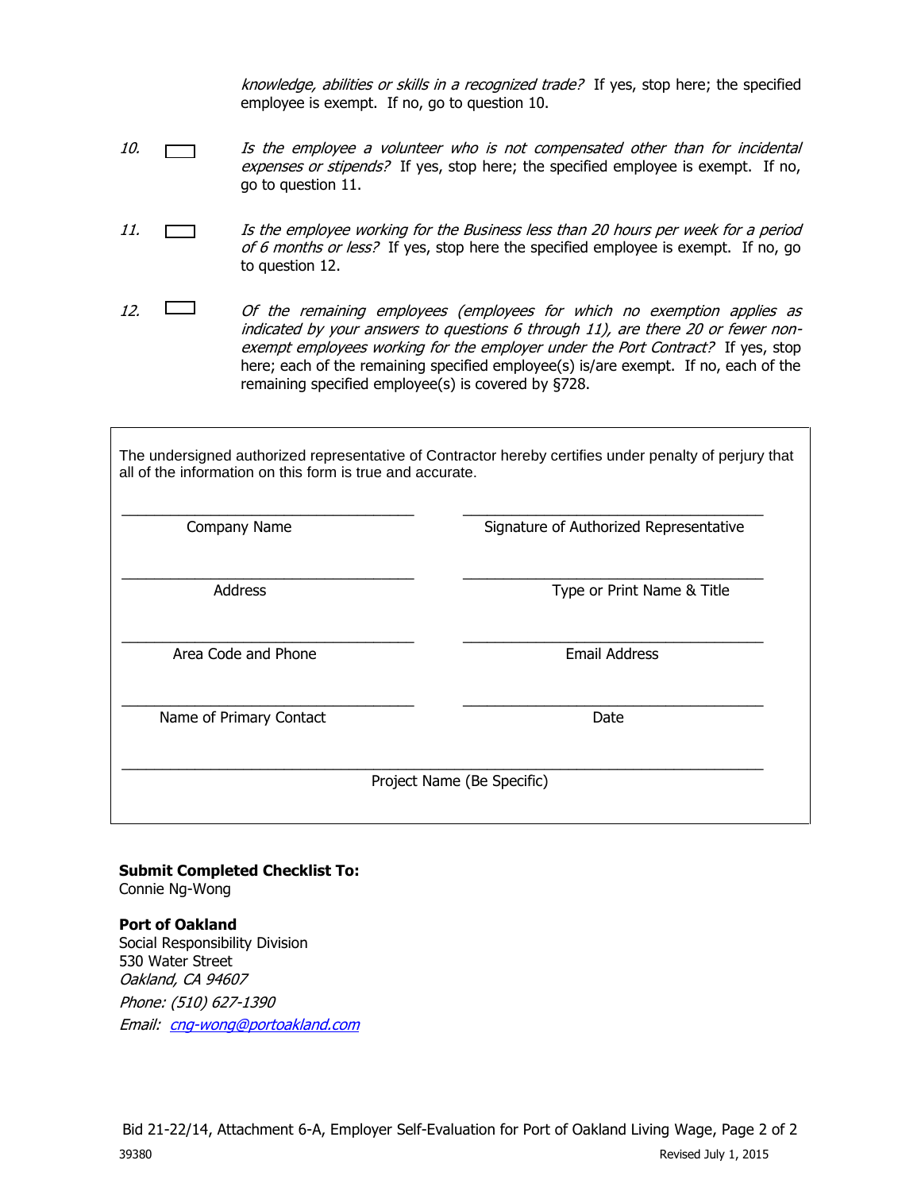*knowledge, abilities or skills in a recognized trade?* If yes, stop here; the specified employee is exempt. If no, go to question 10.

10. ☐ *Is the employee a volunteer who is not compensated other than for incidental expenses or stipends?* If yes, stop here; the specified employee is exempt. If no, go to question 11.

11. ☐ *Is the employee working for the Business less than 20 hours per week for a period of 6 months or less?* If yes, stop here the specified employee is exempt. If no, go to question 12.

12. ☐ *Of the remaining employees (employees for which no exemption applies as indicated by your answers to questions 6 through 11), are there 20 or fewer non-exempt employees working for the employer under the Port Contract?* If yes, stop here; each of the remaining specified employee(s) is/are exempt. If no, each of the remaining specified employee(s) is covered by §728.

The undersigned authorized representative of Contractor hereby certifies under penalty of perjury that all of the information on this form is true and accurate.

| | |
|---|---|
| \_\_\_\_\_\_\_\_\_\_\_\_\_\_\_\_\_\_\_\_\_\_\_\_\_\_\_\_\_\_ | \_\_\_\_\_\_\_\_\_\_\_\_\_\_\_\_\_\_\_\_\_\_\_\_\_\_\_\_\_\_ |
| Company Name | Signature of Authorized Representative |
| \_\_\_\_\_\_\_\_\_\_\_\_\_\_\_\_\_\_\_\_\_\_\_\_\_\_\_\_\_\_ | \_\_\_\_\_\_\_\_\_\_\_\_\_\_\_\_\_\_\_\_\_\_\_\_\_\_\_\_\_\_ |
| Address | Type or Print Name & Title |
| \_\_\_\_\_\_\_\_\_\_\_\_\_\_\_\_\_\_\_\_\_\_\_\_\_\_\_\_\_\_ | \_\_\_\_\_\_\_\_\_\_\_\_\_\_\_\_\_\_\_\_\_\_\_\_\_\_\_\_\_\_ |
| Area Code and Phone | Email Address |
| \_\_\_\_\_\_\_\_\_\_\_\_\_\_\_\_\_\_\_\_\_\_\_\_\_\_\_\_\_\_ | \_\_\_\_\_\_\_\_\_\_\_\_\_\_\_\_\_\_\_\_\_\_\_\_\_\_\_\_\_\_ |
| Name of Primary Contact | Date |

\_\_\_\_\_\_\_\_\_\_\_\_\_\_\_\_\_\_\_\_\_\_\_\_\_\_\_\_\_\_\_\_\_\_\_\_\_\_\_\_\_\_\_\_\_\_\_\_\_\_\_\_\_\_\_\_\_\_\_\_

Project Name (Be Specific)

**Submit Completed Checklist To:**
Connie Ng-Wong

**Port of Oakland**
Social Responsibility Division
530 Water Street
*Oakland, CA 94607*
*Phone: (510) 627-1390*
*Email: cng-wong@portoakland.com*

Bid 21-22/14, Attachment 6-A, Employer Self-Evaluation for Port of Oakland Living Wage, Page 2 of 2

39380 Revised July 1, 2015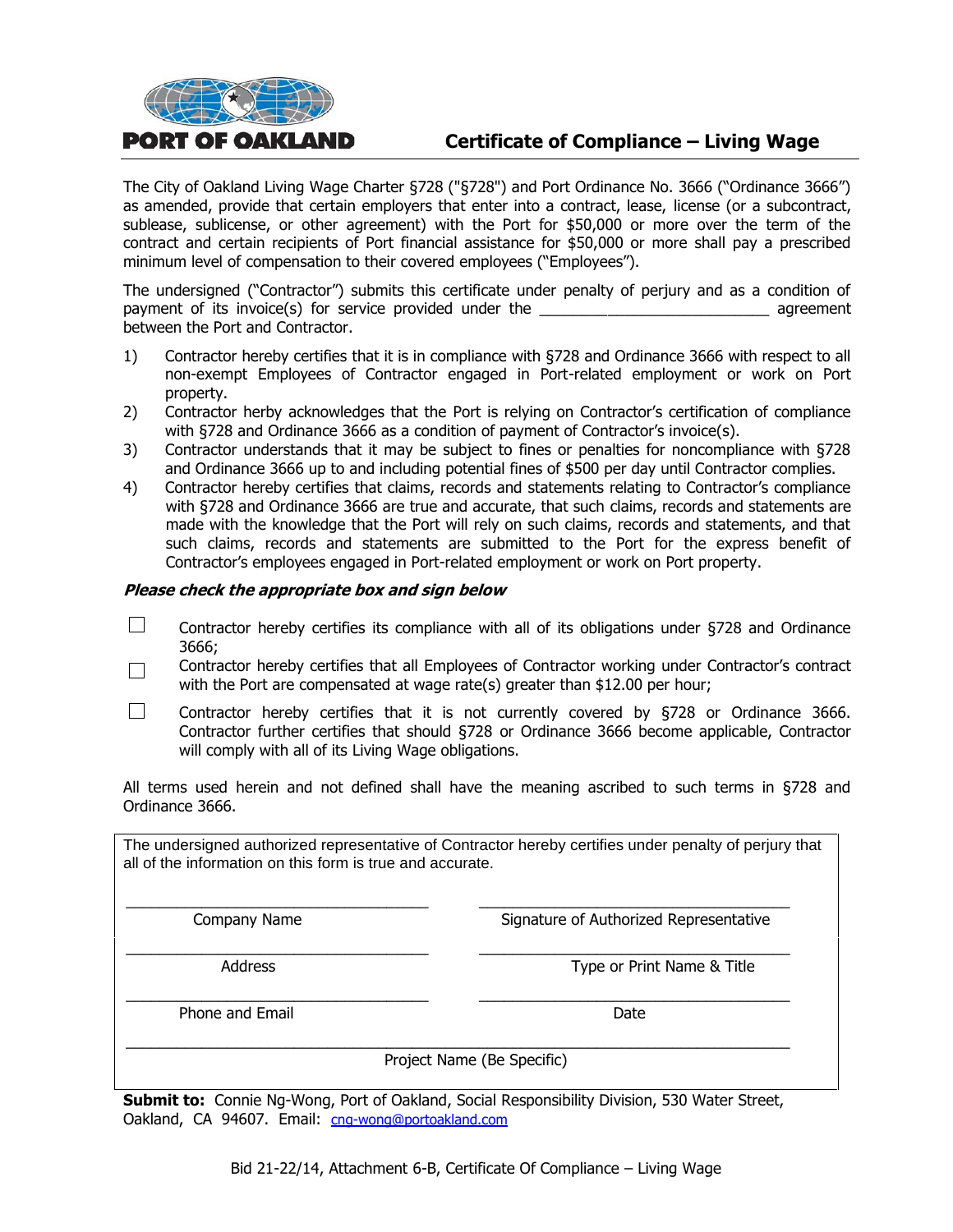**PORT OF OAKLAND**

# Certificate of Compliance – Living Wage

The City of Oakland Living Wage Charter §728 ("§728") and Port Ordinance No. 3666 ("Ordinance 3666") as amended, provide that certain employers that enter into a contract, lease, license (or a subcontract, sublease, sublicense, or other agreement) with the Port for $50,000 or more over the term of the contract and certain recipients of Port financial assistance for $50,000 or more shall pay a prescribed minimum level of compensation to their covered employees ("Employees").

The undersigned ("Contractor") submits this certificate under penalty of perjury and as a condition of payment of its invoice(s) for service provided under the ___________________________ agreement between the Port and Contractor.

1) Contractor hereby certifies that it is in compliance with §728 and Ordinance 3666 with respect to all non-exempt Employees of Contractor engaged in Port-related employment or work on Port property.
2) Contractor herby acknowledges that the Port is relying on Contractor's certification of compliance with §728 and Ordinance 3666 as a condition of payment of Contractor's invoice(s).
3) Contractor understands that it may be subject to fines or penalties for noncompliance with §728 and Ordinance 3666 up to and including potential fines of $500 per day until Contractor complies.
4) Contractor hereby certifies that claims, records and statements relating to Contractor's compliance with §728 and Ordinance 3666 are true and accurate, that such claims, records and statements are made with the knowledge that the Port will rely on such claims, records and statements, and that such claims, records and statements are submitted to the Port for the express benefit of Contractor's employees engaged in Port-related employment or work on Port property.

***Please check the appropriate box and sign below***

- ☐ Contractor hereby certifies its compliance with all of its obligations under §728 and Ordinance 3666;
- ☐ Contractor hereby certifies that all Employees of Contractor working under Contractor's contract with the Port are compensated at wage rate(s) greater than $12.00 per hour;
- ☐ Contractor hereby certifies that it is not currently covered by §728 or Ordinance 3666. Contractor further certifies that should §728 or Ordinance 3666 become applicable, Contractor will comply with all of its Living Wage obligations.

All terms used herein and not defined shall have the meaning ascribed to such terms in §728 and Ordinance 3666.

The undersigned authorized representative of Contractor hereby certifies under penalty of perjury that all of the information on this form is true and accurate.

| | |
|---|---|
| ___________________________ | ___________________________ |
| Company Name | Signature of Authorized Representative |
| ___________________________ | ___________________________ |
| Address | Type or Print Name & Title |
| ___________________________ | ___________________________ |
| Phone and Email | Date |

_______________________________________________________

Project Name (Be Specific)

**Submit to:** Connie Ng-Wong, Port of Oakland, Social Responsibility Division, 530 Water Street, Oakland, CA 94607. Email: cng-wong@portoakland.com

Bid 21-22/14, Attachment 6-B, Certificate Of Compliance – Living Wage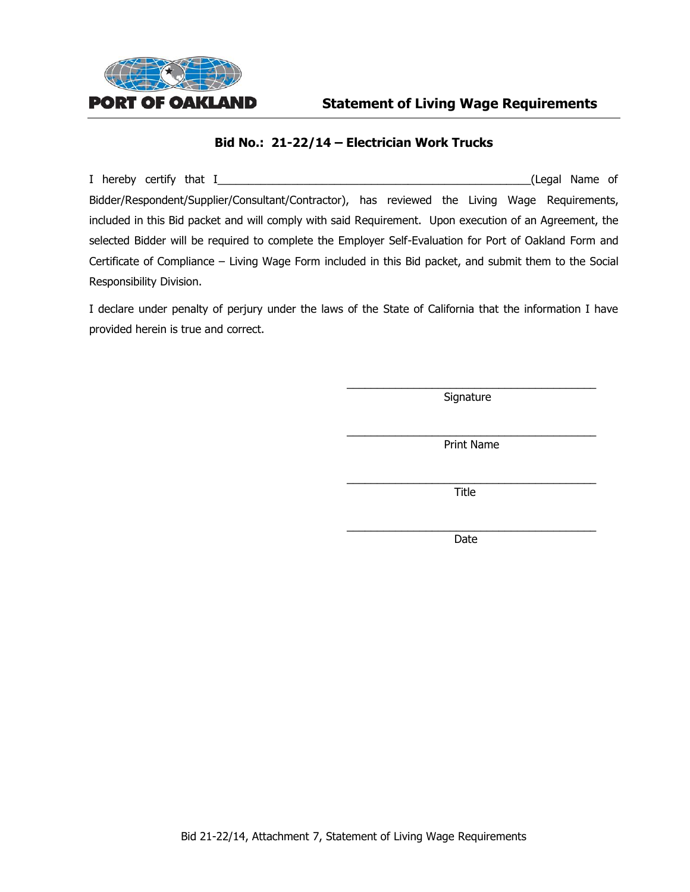PORT OF OAKLAND

# Statement of Living Wage Requirements

## Bid No.: 21-22/14 – Electrician Work Trucks

I hereby certify that I____________________________________________________(Legal Name of Bidder/Respondent/Supplier/Consultant/Contractor), has reviewed the Living Wage Requirements, included in this Bid packet and will comply with said Requirement. Upon execution of an Agreement, the selected Bidder will be required to complete the Employer Self-Evaluation for Port of Oakland Form and Certificate of Compliance – Living Wage Form included in this Bid packet, and submit them to the Social Responsibility Division.

I declare under penalty of perjury under the laws of the State of California that the information I have provided herein is true and correct.

__________________________________________
Signature

__________________________________________
Print Name

__________________________________________
Title

__________________________________________
Date

Bid 21-22/14, Attachment 7, Statement of Living Wage Requirements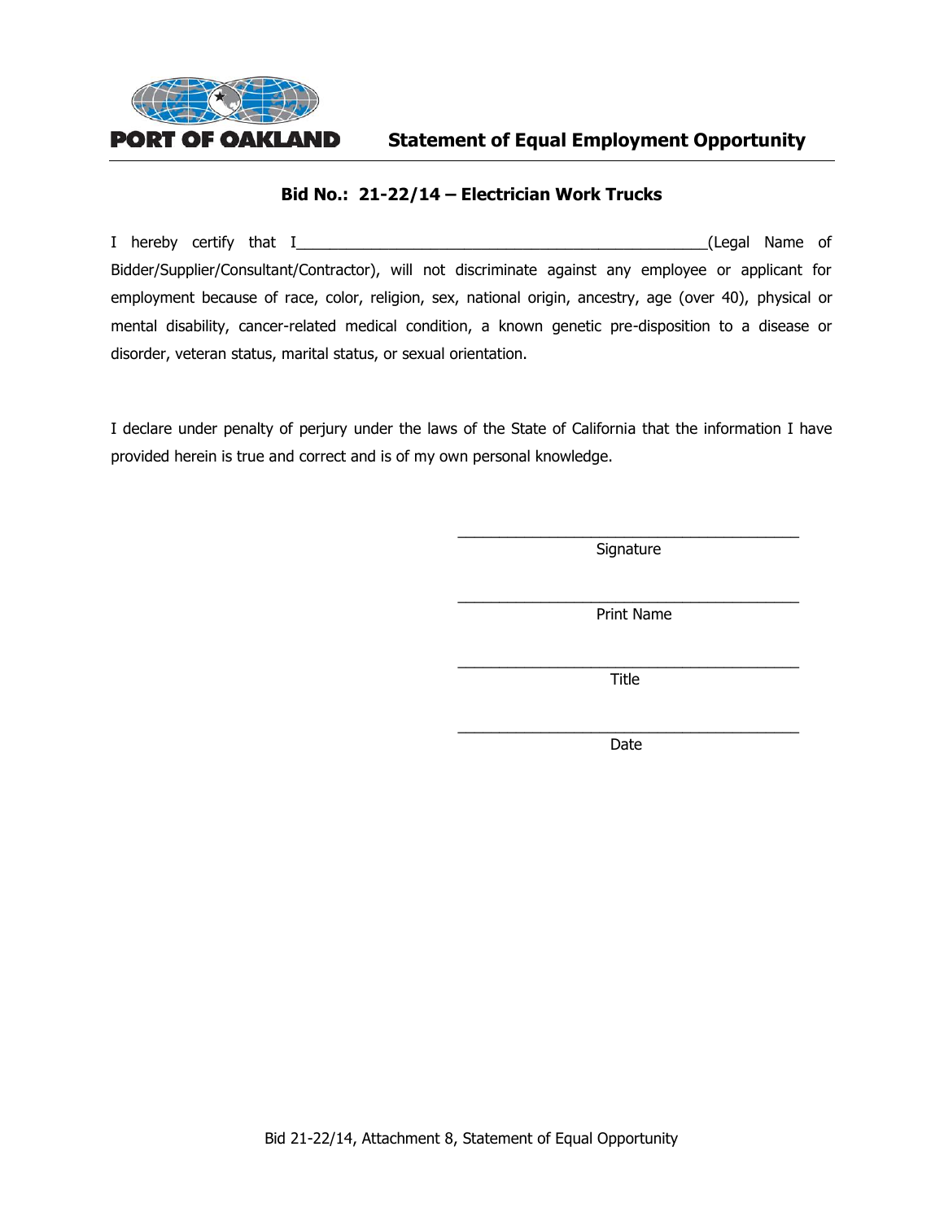PORT OF OAKLAND

# Statement of Equal Employment Opportunity

## Bid No.: 21-22/14 – Electrician Work Trucks

I hereby certify that I__________________________________________________(Legal Name of Bidder/Supplier/Consultant/Contractor), will not discriminate against any employee or applicant for employment because of race, color, religion, sex, national origin, ancestry, age (over 40), physical or mental disability, cancer-related medical condition, a known genetic pre-disposition to a disease or disorder, veteran status, marital status, or sexual orientation.

I declare under penalty of perjury under the laws of the State of California that the information I have provided herein is true and correct and is of my own personal knowledge.

__________________________________________
Signature

__________________________________________
Print Name

__________________________________________
Title

__________________________________________
Date

Bid 21-22/14, Attachment 8, Statement of Equal Opportunity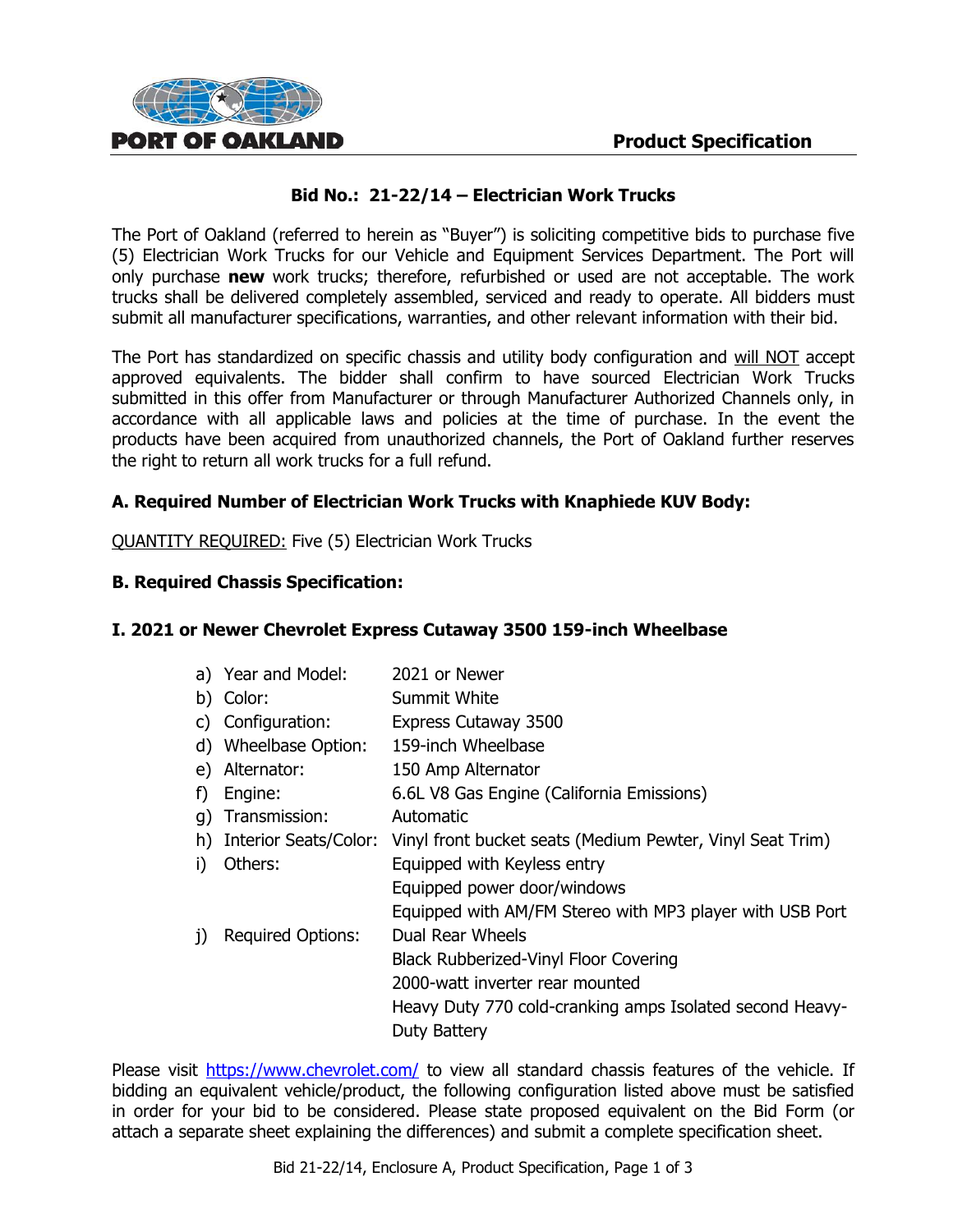**PORT OF OAKLAND** **Product Specification**

## Bid No.: 21-22/14 – Electrician Work Trucks

The Port of Oakland (referred to herein as "Buyer") is soliciting competitive bids to purchase five (5) Electrician Work Trucks for our Vehicle and Equipment Services Department. The Port will only purchase **new** work trucks; therefore, refurbished or used are not acceptable. The work trucks shall be delivered completely assembled, serviced and ready to operate. All bidders must submit all manufacturer specifications, warranties, and other relevant information with their bid.

The Port has standardized on specific chassis and utility body configuration and will NOT accept approved equivalents. The bidder shall confirm to have sourced Electrician Work Trucks submitted in this offer from Manufacturer or through Manufacturer Authorized Channels only, in accordance with all applicable laws and policies at the time of purchase. In the event the products have been acquired from unauthorized channels, the Port of Oakland further reserves the right to return all work trucks for a full refund.

### A. Required Number of Electrician Work Trucks with Knaphiede KUV Body:

QUANTITY REQUIRED: Five (5) Electrician Work Trucks

### B. Required Chassis Specification:

### I. 2021 or Newer Chevrolet Express Cutaway 3500 159-inch Wheelbase

| | | |
|---|---|---|
| a) | Year and Model: | 2021 or Newer |
| b) | Color: | Summit White |
| c) | Configuration: | Express Cutaway 3500 |
| d) | Wheelbase Option: | 159-inch Wheelbase |
| e) | Alternator: | 150 Amp Alternator |
| f) | Engine: | 6.6L V8 Gas Engine (California Emissions) |
| g) | Transmission: | Automatic |
| h) | Interior Seats/Color: | Vinyl front bucket seats (Medium Pewter, Vinyl Seat Trim) |
| i) | Others: | Equipped with Keyless entry<br>Equipped power door/windows<br>Equipped with AM/FM Stereo with MP3 player with USB Port |
| j) | Required Options: | Dual Rear Wheels<br>Black Rubberized-Vinyl Floor Covering<br>2000-watt inverter rear mounted<br>Heavy Duty 770 cold-cranking amps Isolated second Heavy-Duty Battery |

Please visit https://www.chevrolet.com/ to view all standard chassis features of the vehicle. If bidding an equivalent vehicle/product, the following configuration listed above must be satisfied in order for your bid to be considered. Please state proposed equivalent on the Bid Form (or attach a separate sheet explaining the differences) and submit a complete specification sheet.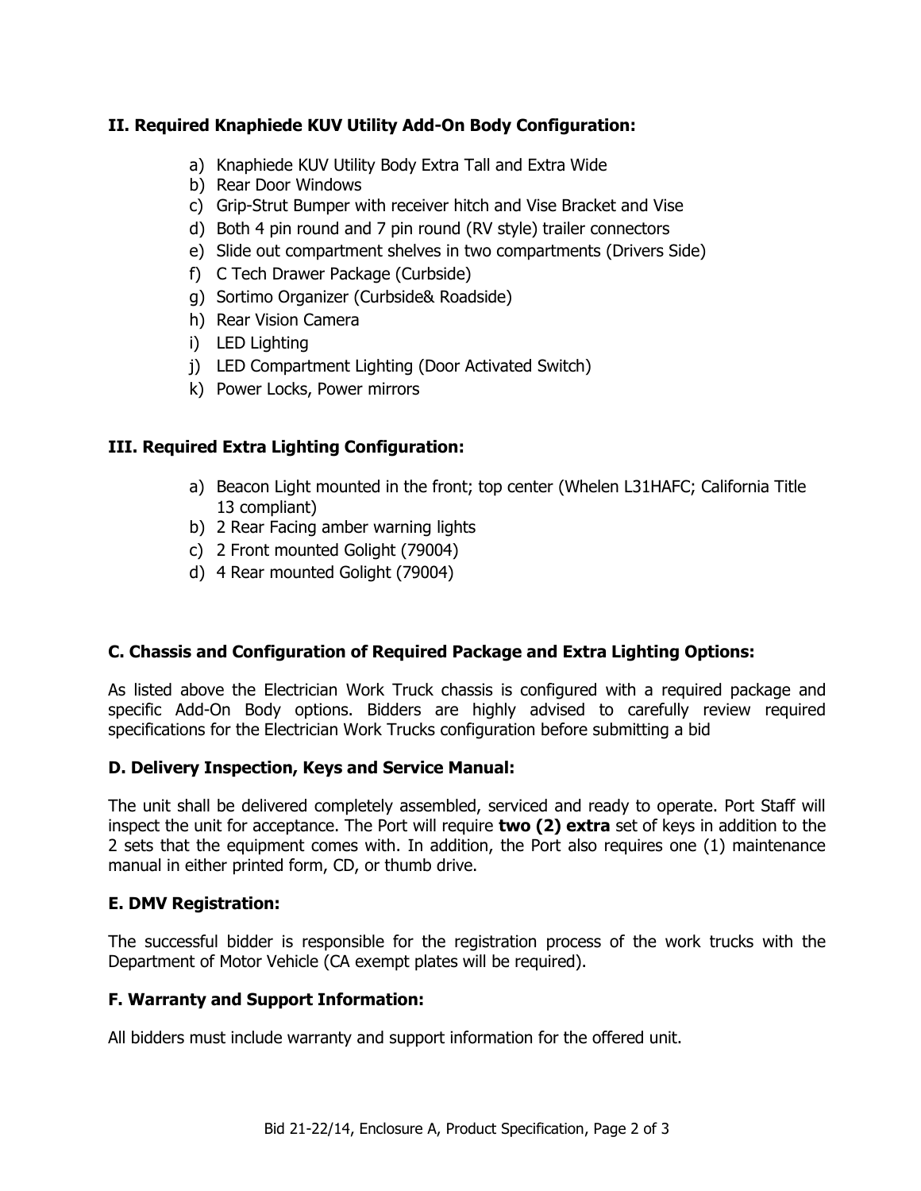### II. Required Knaphiede KUV Utility Add-On Body Configuration:

a) Knaphiede KUV Utility Body Extra Tall and Extra Wide
b) Rear Door Windows
c) Grip-Strut Bumper with receiver hitch and Vise Bracket and Vise
d) Both 4 pin round and 7 pin round (RV style) trailer connectors
e) Slide out compartment shelves in two compartments (Drivers Side)
f) C Tech Drawer Package (Curbside)
g) Sortimo Organizer (Curbside& Roadside)
h) Rear Vision Camera
i) LED Lighting
j) LED Compartment Lighting (Door Activated Switch)
k) Power Locks, Power mirrors

### III. Required Extra Lighting Configuration:

a) Beacon Light mounted in the front; top center (Whelen L31HAFC; California Title 13 compliant)
b) 2 Rear Facing amber warning lights
c) 2 Front mounted Golight (79004)
d) 4 Rear mounted Golight (79004)

### C. Chassis and Configuration of Required Package and Extra Lighting Options:

As listed above the Electrician Work Truck chassis is configured with a required package and specific Add-On Body options. Bidders are highly advised to carefully review required specifications for the Electrician Work Trucks configuration before submitting a bid

### D. Delivery Inspection, Keys and Service Manual:

The unit shall be delivered completely assembled, serviced and ready to operate. Port Staff will inspect the unit for acceptance. The Port will require **two (2) extra** set of keys in addition to the 2 sets that the equipment comes with. In addition, the Port also requires one (1) maintenance manual in either printed form, CD, or thumb drive.

### E. DMV Registration:

The successful bidder is responsible for the registration process of the work trucks with the Department of Motor Vehicle (CA exempt plates will be required).

### F. Warranty and Support Information:

All bidders must include warranty and support information for the offered unit.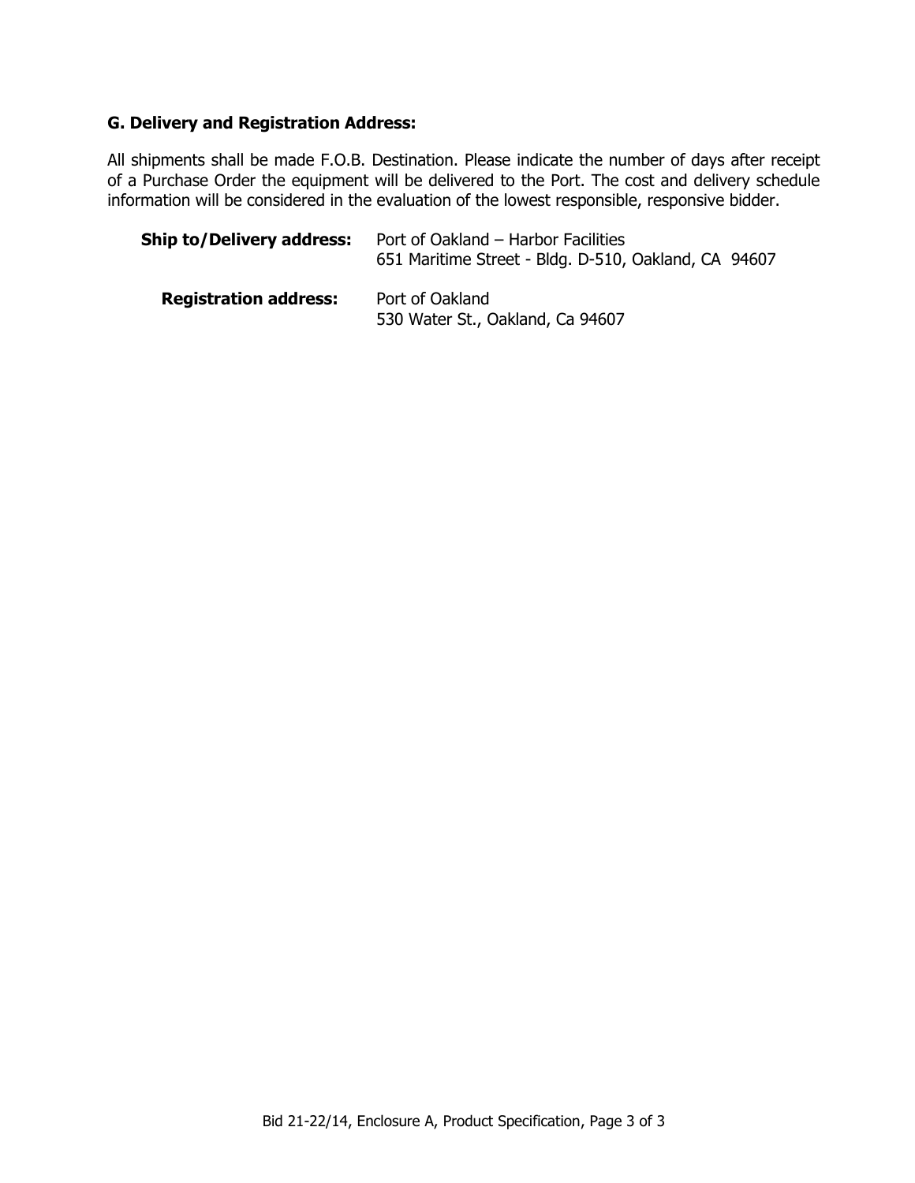### G. Delivery and Registration Address:

All shipments shall be made F.O.B. Destination. Please indicate the number of days after receipt of a Purchase Order the equipment will be delivered to the Port. The cost and delivery schedule information will be considered in the evaluation of the lowest responsible, responsive bidder.

**Ship to/Delivery address:** Port of Oakland – Harbor Facilities
651 Maritime Street - Bldg. D-510, Oakland, CA 94607

**Registration address:** Port of Oakland
530 Water St., Oakland, Ca 94607